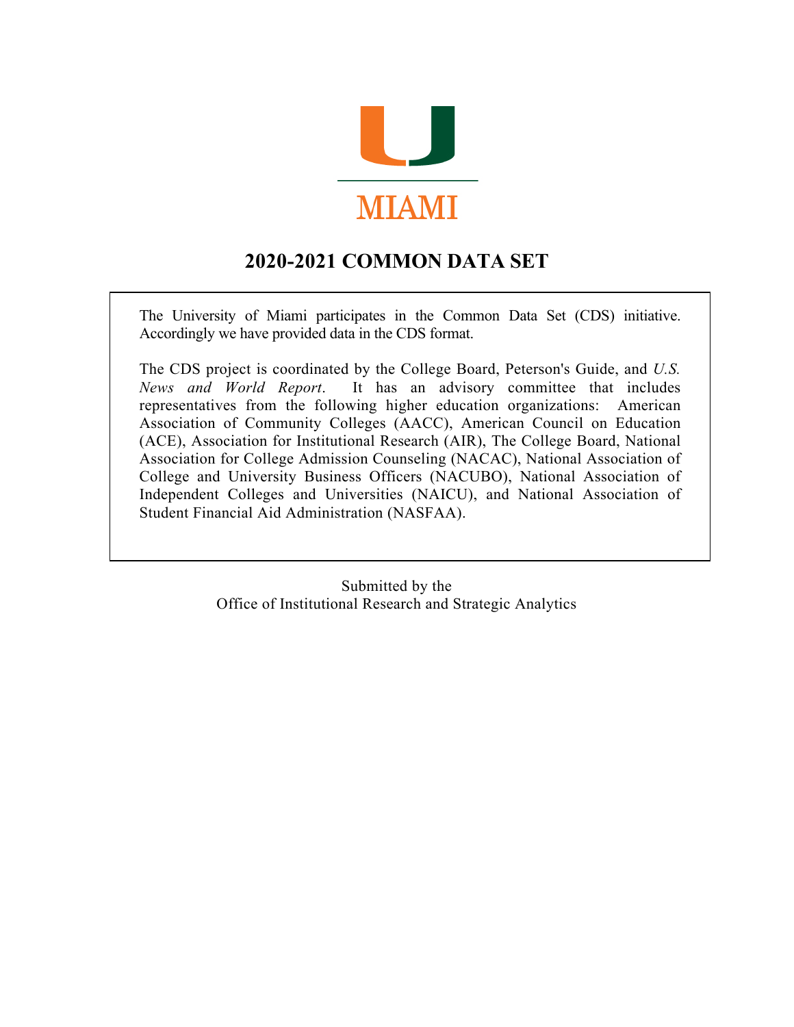MIAMI

# 2020-2021 COMMON DATA SET

The University of Miami participates in the Common Data Set (CDS) initiative. Accordingly we have provided data in the CDS format.

The CDS project is coordinated by the College Board, Peterson's Guide, and *U.S. News and World Report*. It has an advisory committee that includes representatives from the following higher education organizations: American Association of Community Colleges (AACC), American Council on Education (ACE), Association for Institutional Research (AIR), The College Board, National Association for College Admission Counseling (NACAC), National Association of College and University Business Officers (NACUBO), National Association of Independent Colleges and Universities (NAICU), and National Association of Student Financial Aid Administration (NASFAA).

Submitted by the
Office of Institutional Research and Strategic Analytics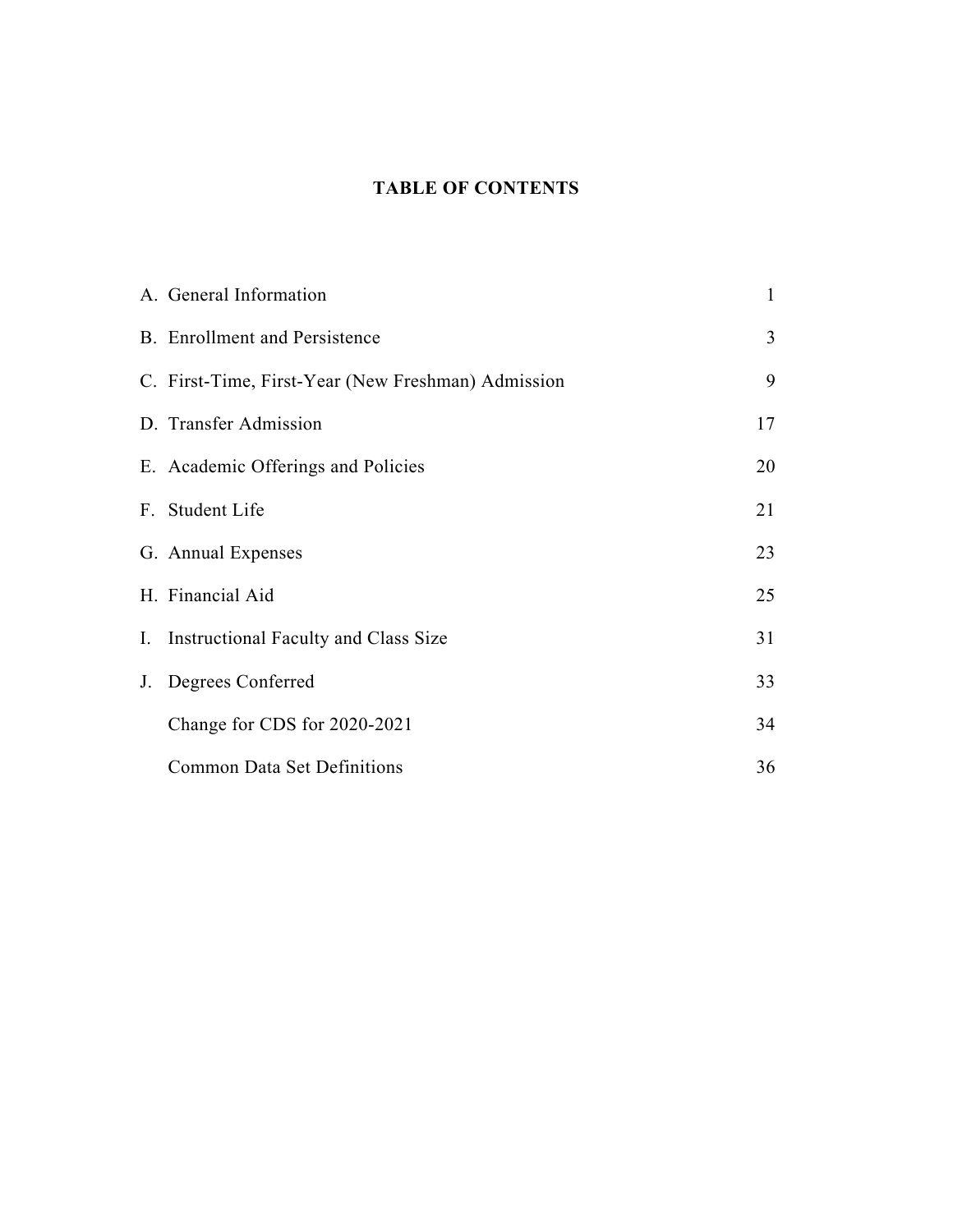# TABLE OF CONTENTS

| | | |
|---|---|---|
| A. | General Information | 1 |
| B. | Enrollment and Persistence | 3 |
| C. | First-Time, First-Year (New Freshman) Admission | 9 |
| D. | Transfer Admission | 17 |
| E. | Academic Offerings and Policies | 20 |
| F. | Student Life | 21 |
| G. | Annual Expenses | 23 |
| H. | Financial Aid | 25 |
| I. | Instructional Faculty and Class Size | 31 |
| J. | Degrees Conferred | 33 |
| | Change for CDS for 2020-2021 | 34 |
| | Common Data Set Definitions | 36 |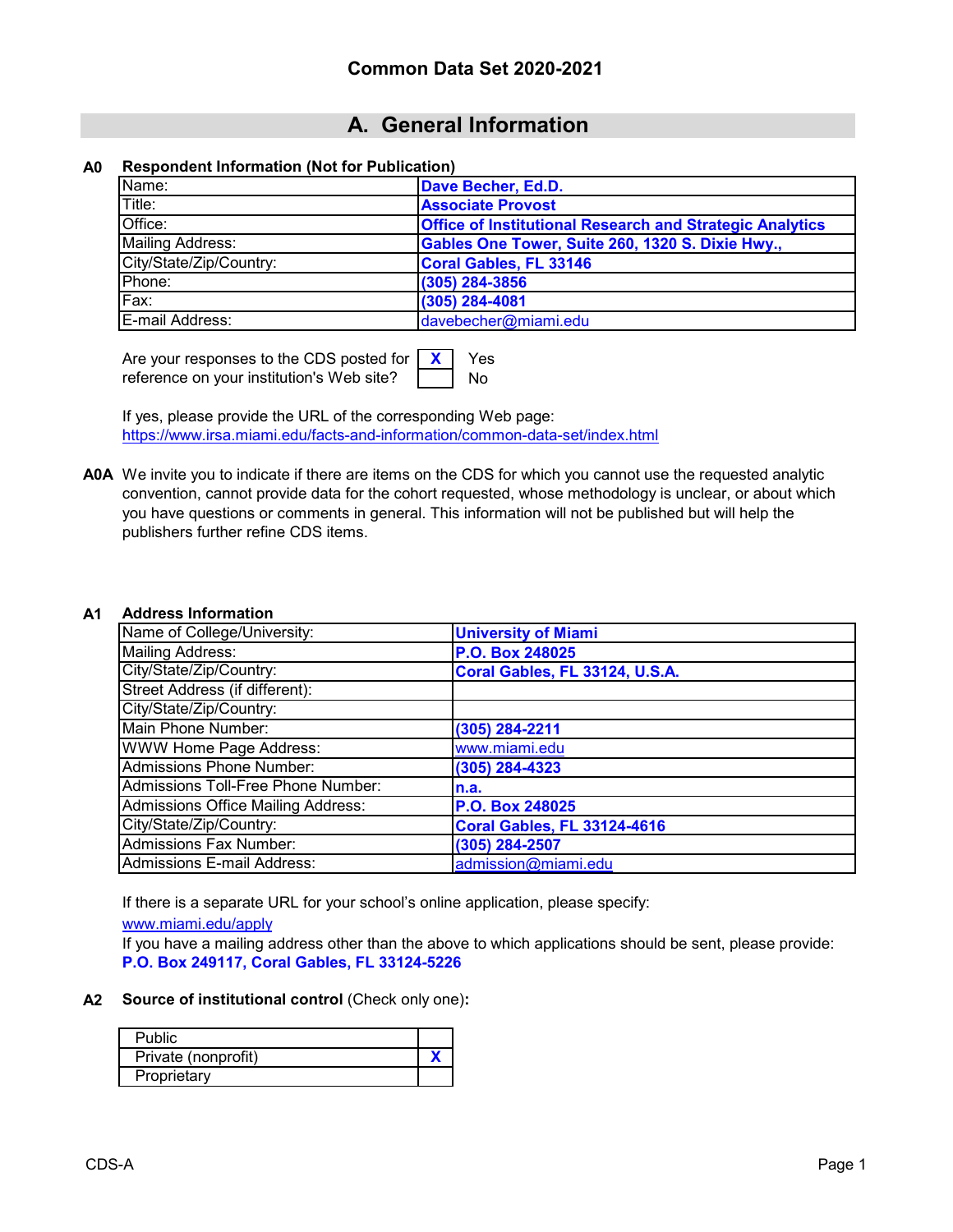# Common Data Set 2020-2021

## A. General Information

**A0 Respondent Information (Not for Publication)**

| | |
|---|---|
| Name: | **Dave Becher, Ed.D.** |
| Title: | **Associate Provost** |
| Office: | **Office of Institutional Research and Strategic Analytics** |
| Mailing Address: | **Gables One Tower, Suite 260, 1320 S. Dixie Hwy.,** |
| City/State/Zip/Country: | **Coral Gables, FL 33146** |
| Phone: | **(305) 284-3856** |
| Fax: | **(305) 284-4081** |
| E-mail Address: | davebecher@miami.edu |

Are your responses to the CDS posted for reference on your institution's Web site?

| | |
|---|---|
| X | Yes |
| | No |

If yes, please provide the URL of the corresponding Web page:
https://www.irsa.miami.edu/facts-and-information/common-data-set/index.html

**A0A** We invite you to indicate if there are items on the CDS for which you cannot use the requested analytic convention, cannot provide data for the cohort requested, whose methodology is unclear, or about which you have questions or comments in general. This information will not be published but will help the publishers further refine CDS items.

**A1 Address Information**

| | |
|---|---|
| Name of College/University: | **University of Miami** |
| Mailing Address: | **P.O. Box 248025** |
| City/State/Zip/Country: | **Coral Gables, FL 33124, U.S.A.** |
| Street Address (if different): | |
| City/State/Zip/Country: | |
| Main Phone Number: | **(305) 284-2211** |
| WWW Home Page Address: | www.miami.edu |
| Admissions Phone Number: | **(305) 284-4323** |
| Admissions Toll-Free Phone Number: | **n.a.** |
| Admissions Office Mailing Address: | **P.O. Box 248025** |
| City/State/Zip/Country: | **Coral Gables, FL 33124-4616** |
| Admissions Fax Number: | **(305) 284-2507** |
| Admissions E-mail Address: | admission@miami.edu |

If there is a separate URL for your school's online application, please specify:
www.miami.edu/apply

If you have a mailing address other than the above to which applications should be sent, please provide:
**P.O. Box 249117, Coral Gables, FL 33124-5226**

**A2 Source of institutional control** (Check only one)**:**

| | |
|---|---|
| Public | |
| Private (nonprofit) | X |
| Proprietary | |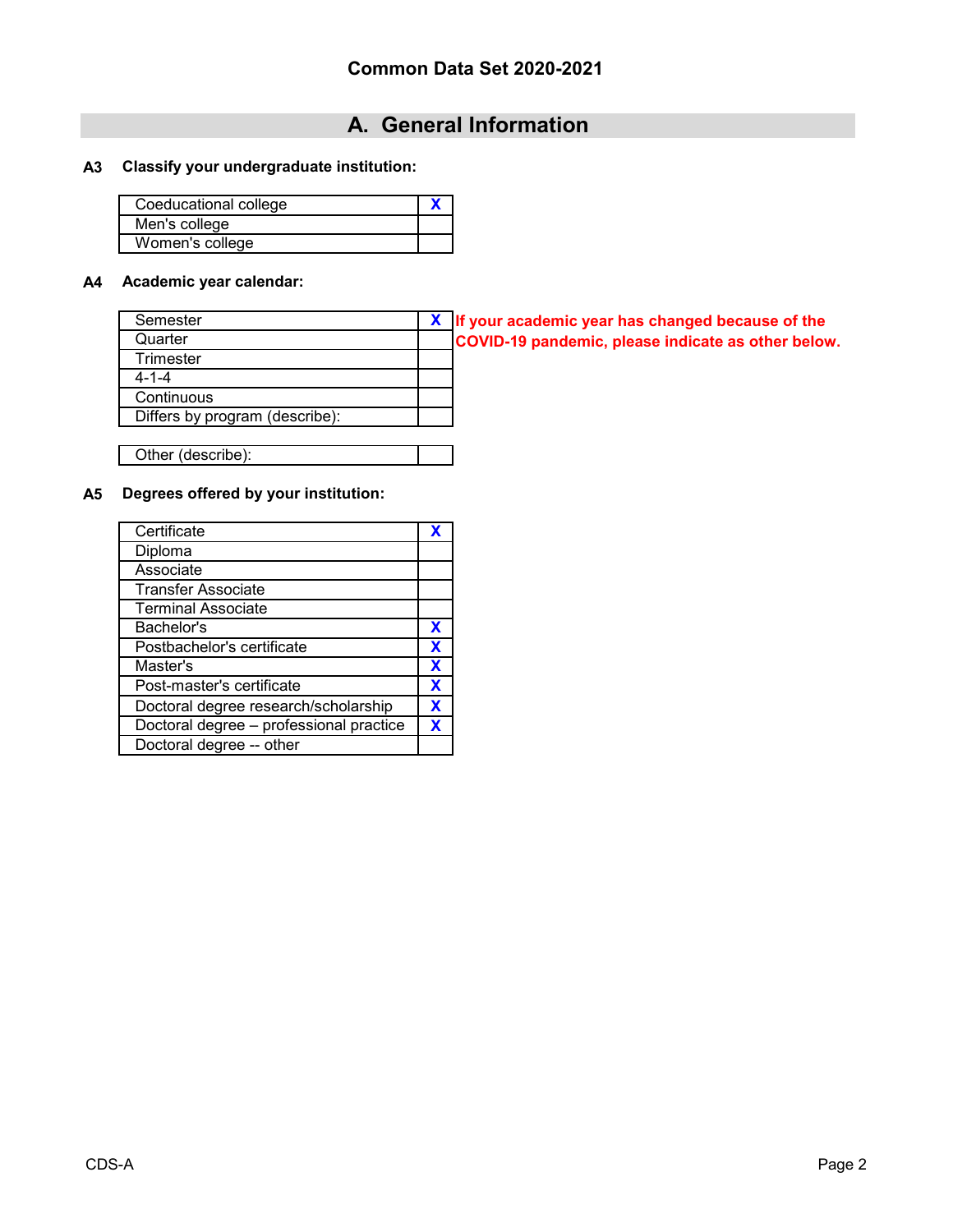# Common Data Set 2020-2021

## A. General Information

**A3 Classify your undergraduate institution:**

| | |
|---|---|
| Coeducational college | X |
| Men's college | |
| Women's college | |

**A4 Academic year calendar:**

**If your academic year has changed because of the COVID-19 pandemic, please indicate as other below.**

| | |
|---|---|
| Semester | X |
| Quarter | |
| Trimester | |
| 4-1-4 | |
| Continuous | |
| Differs by program (describe): | |

| | |
|---|---|
| Other (describe): | |

**A5 Degrees offered by your institution:**

| | |
|---|---|
| Certificate | X |
| Diploma | |
| Associate | |
| Transfer Associate | |
| Terminal Associate | |
| Bachelor's | X |
| Postbachelor's certificate | X |
| Master's | X |
| Post-master's certificate | X |
| Doctoral degree research/scholarship | X |
| Doctoral degree – professional practice | X |
| Doctoral degree -- other | |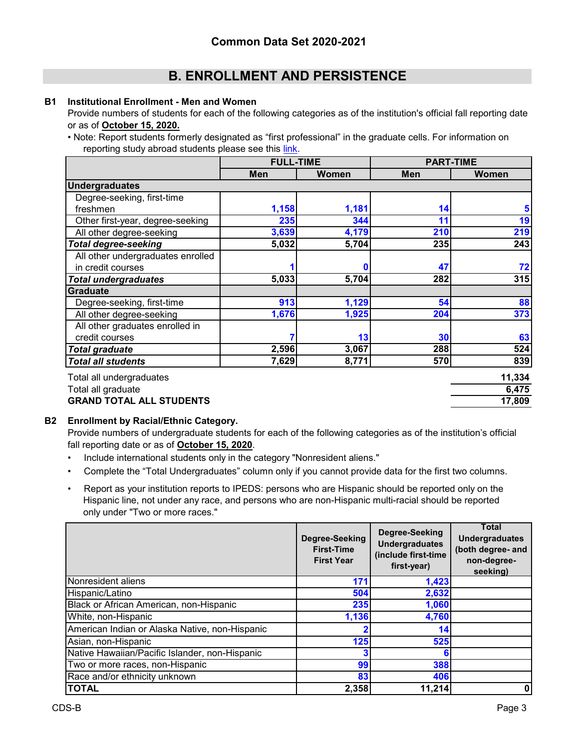# Common Data Set 2020-2021

## B. ENROLLMENT AND PERSISTENCE

### B1 Institutional Enrollment - Men and Women

Provide numbers of students for each of the following categories as of the institution's official fall reporting date or as of **October 15, 2020.**

• Note: Report students formerly designated as "first professional" in the graduate cells. For information on reporting study abroad students please see this link.

| | FULL-TIME | | PART-TIME | |
|---|---|---|---|---|
| | Men | Women | Men | Women |
| **Undergraduates** | | | | |
| Degree-seeking, first-time freshmen | 1,158 | 1,181 | 14 | 5 |
| Other first-year, degree-seeking | 235 | 344 | 11 | 19 |
| All other degree-seeking | 3,639 | 4,179 | 210 | 219 |
| ***Total degree-seeking*** | 5,032 | 5,704 | 235 | 243 |
| All other undergraduates enrolled in credit courses | 1 | 0 | 47 | 72 |
| ***Total undergraduates*** | 5,033 | 5,704 | 282 | 315 |
| **Graduate** | | | | |
| Degree-seeking, first-time | 913 | 1,129 | 54 | 88 |
| All other degree-seeking | 1,676 | 1,925 | 204 | 373 |
| All other graduates enrolled in credit courses | 7 | 13 | 30 | 63 |
| ***Total graduate*** | 2,596 | 3,067 | 288 | 524 |
| ***Total all students*** | 7,629 | 8,771 | 570 | 839 |

| | |
|---|---|
| Total all undergraduates | 11,334 |
| Total all graduate | 6,475 |
| **GRAND TOTAL ALL STUDENTS** | 17,809 |

### B2 Enrollment by Racial/Ethnic Category.

Provide numbers of undergraduate students for each of the following categories as of the institution's official fall reporting date or as of **October 15, 2020**.

- Include international students only in the category "Nonresident aliens."
- Complete the "Total Undergraduates" column only if you cannot provide data for the first two columns.
- Report as your institution reports to IPEDS: persons who are Hispanic should be reported only on the Hispanic line, not under any race, and persons who are non-Hispanic multi-racial should be reported only under "Two or more races."

| | Degree-Seeking First-Time First Year | Degree-Seeking Undergraduates (include first-time first-year) | Total Undergraduates (both degree- and non-degree-seeking) |
|---|---|---|---|
| Nonresident aliens | 171 | 1,423 | |
| Hispanic/Latino | 504 | 2,632 | |
| Black or African American, non-Hispanic | 235 | 1,060 | |
| White, non-Hispanic | 1,136 | 4,760 | |
| American Indian or Alaska Native, non-Hispanic | 2 | 14 | |
| Asian, non-Hispanic | 125 | 525 | |
| Native Hawaiian/Pacific Islander, non-Hispanic | 3 | 6 | |
| Two or more races, non-Hispanic | 99 | 388 | |
| Race and/or ethnicity unknown | 83 | 406 | |
| **TOTAL** | 2,358 | 11,214 | 0 |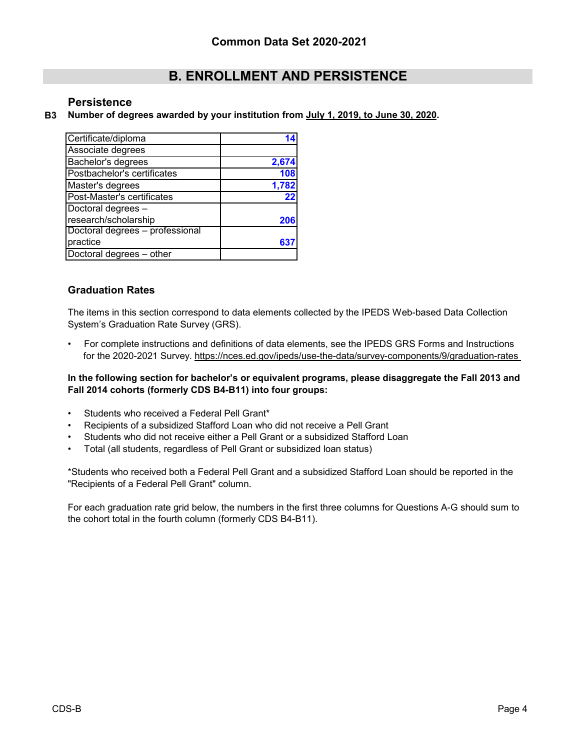# Common Data Set 2020-2021

## B. ENROLLMENT AND PERSISTENCE

### Persistence

**B3 Number of degrees awarded by your institution from July 1, 2019, to June 30, 2020.**

| Degree | Number |
|---|---|
| Certificate/diploma | 14 |
| Associate degrees | |
| Bachelor's degrees | 2,674 |
| Postbachelor's certificates | 108 |
| Master's degrees | 1,782 |
| Post-Master's certificates | 22 |
| Doctoral degrees – research/scholarship | 206 |
| Doctoral degrees – professional practice | 637 |
| Doctoral degrees – other | |

### Graduation Rates

The items in this section correspond to data elements collected by the IPEDS Web-based Data Collection System's Graduation Rate Survey (GRS).

- For complete instructions and definitions of data elements, see the IPEDS GRS Forms and Instructions for the 2020-2021 Survey. https://nces.ed.gov/ipeds/use-the-data/survey-components/9/graduation-rates

**In the following section for bachelor's or equivalent programs, please disaggregate the Fall 2013 and Fall 2014 cohorts (formerly CDS B4-B11) into four groups:**

- Students who received a Federal Pell Grant*
- Recipients of a subsidized Stafford Loan who did not receive a Pell Grant
- Students who did not receive either a Pell Grant or a subsidized Stafford Loan
- Total (all students, regardless of Pell Grant or subsidized loan status)

*Students who received both a Federal Pell Grant and a subsidized Stafford Loan should be reported in the "Recipients of a Federal Pell Grant" column.

For each graduation rate grid below, the numbers in the first three columns for Questions A-G should sum to the cohort total in the fourth column (formerly CDS B4-B11).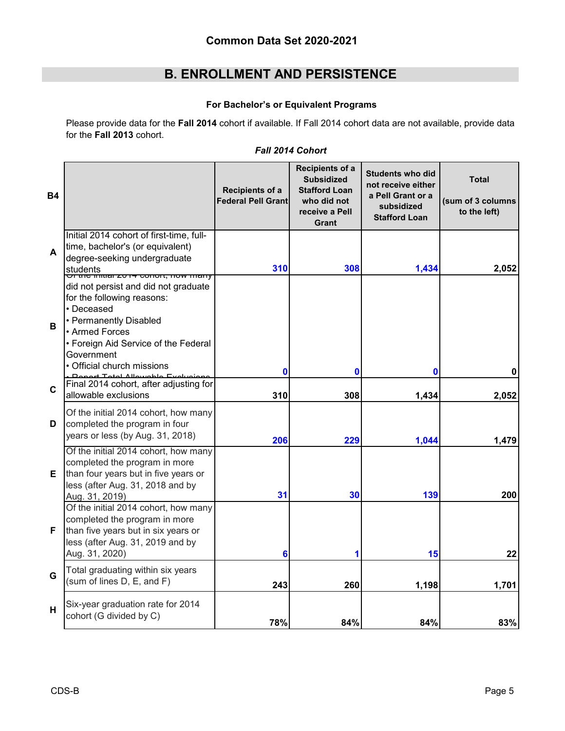## Common Data Set 2020-2021

# B. ENROLLMENT AND PERSISTENCE

### For Bachelor's or Equivalent Programs

Please provide data for the **Fall 2014** cohort if available. If Fall 2014 cohort data are not available, provide data for the **Fall 2013** cohort.

*Fall 2014 Cohort*

| B4 | | Recipients of a Federal Pell Grant | Recipients of a Subsidized Stafford Loan who did not receive a Pell Grant | Students who did not receive either a Pell Grant or a subsidized Stafford Loan | Total (sum of 3 columns to the left) |
|---|---|---|---|---|---|
| A | Initial 2014 cohort of first-time, full-time, bachelor's (or equivalent) degree-seeking undergraduate students | 310 | 308 | 1,434 | 2,052 |
| B | Of the initial 2014 cohort, how many did not persist and did not graduate for the following reasons: • Deceased • Permanently Disabled • Armed Forces • Foreign Aid Service of the Federal Government • Official church missions • Report Total Allowable Exclusions | 0 | 0 | 0 | 0 |
| C | Final 2014 cohort, after adjusting for allowable exclusions | 310 | 308 | 1,434 | 2,052 |
| D | Of the initial 2014 cohort, how many completed the program in four years or less (by Aug. 31, 2018) | 206 | 229 | 1,044 | 1,479 |
| E | Of the initial 2014 cohort, how many completed the program in more than four years but in five years or less (after Aug. 31, 2018 and by Aug. 31, 2019) | 31 | 30 | 139 | 200 |
| F | Of the initial 2014 cohort, how many completed the program in more than five years but in six years or less (after Aug. 31, 2019 and by Aug. 31, 2020) | 6 | 1 | 15 | 22 |
| G | Total graduating within six years (sum of lines D, E, and F) | 243 | 260 | 1,198 | 1,701 |
| H | Six-year graduation rate for 2014 cohort (G divided by C) | 78% | 84% | 84% | 83% |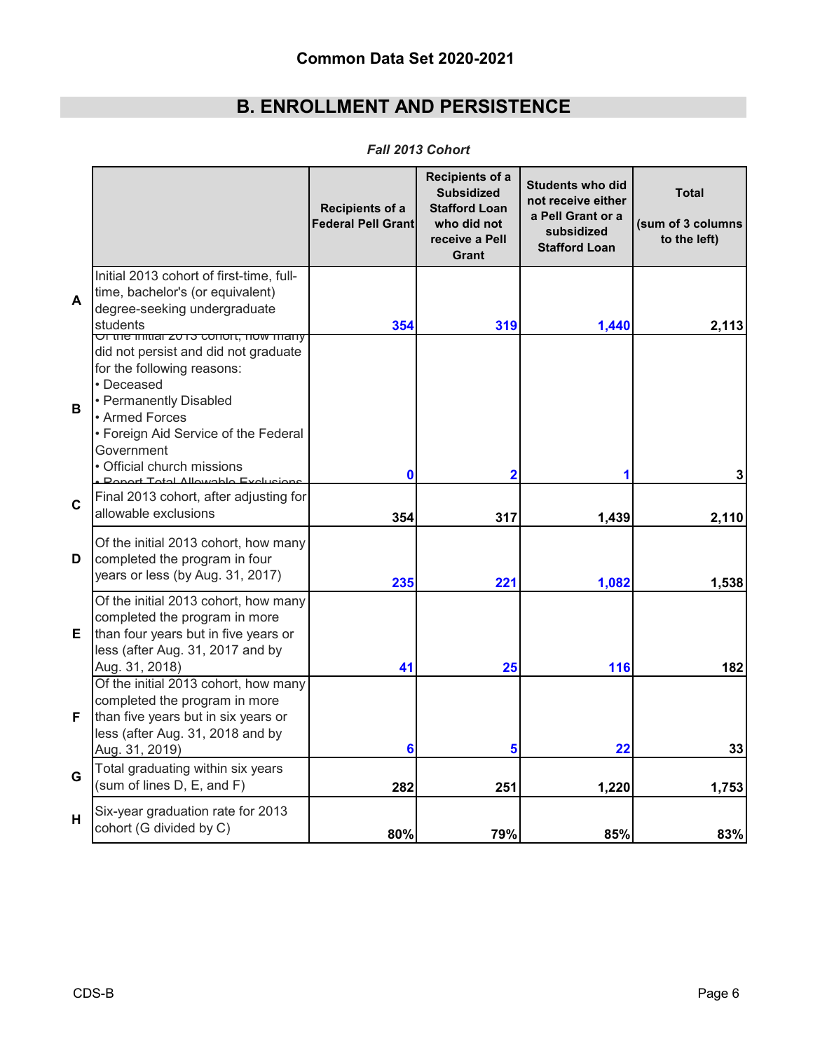## Common Data Set 2020-2021

# B. ENROLLMENT AND PERSISTENCE

*Fall 2013 Cohort*

| | | Recipients of a Federal Pell Grant | Recipients of a Subsidized Stafford Loan who did not receive a Pell Grant | Students who did not receive either a Pell Grant or a subsidized Stafford Loan | Total (sum of 3 columns to the left) |
|---|---|---|---|---|---|
| A | Initial 2013 cohort of first-time, full-time, bachelor's (or equivalent) degree-seeking undergraduate students | 354 | 319 | 1,440 | 2,113 |
| B | Of the initial 2013 cohort, how many did not persist and did not graduate for the following reasons: • Deceased • Permanently Disabled • Armed Forces • Foreign Aid Service of the Federal Government • Official church missions • Report Total Allowable Exclusions | 0 | 2 | 1 | 3 |
| C | Final 2013 cohort, after adjusting for allowable exclusions | 354 | 317 | 1,439 | 2,110 |
| D | Of the initial 2013 cohort, how many completed the program in four years or less (by Aug. 31, 2017) | 235 | 221 | 1,082 | 1,538 |
| E | Of the initial 2013 cohort, how many completed the program in more than four years but in five years or less (after Aug. 31, 2017 and by Aug. 31, 2018) | 41 | 25 | 116 | 182 |
| F | Of the initial 2013 cohort, how many completed the program in more than five years but in six years or less (after Aug. 31, 2018 and by Aug. 31, 2019) | 6 | 5 | 22 | 33 |
| G | Total graduating within six years (sum of lines D, E, and F) | 282 | 251 | 1,220 | 1,753 |
| H | Six-year graduation rate for 2013 cohort (G divided by C) | 80% | 79% | 85% | 83% |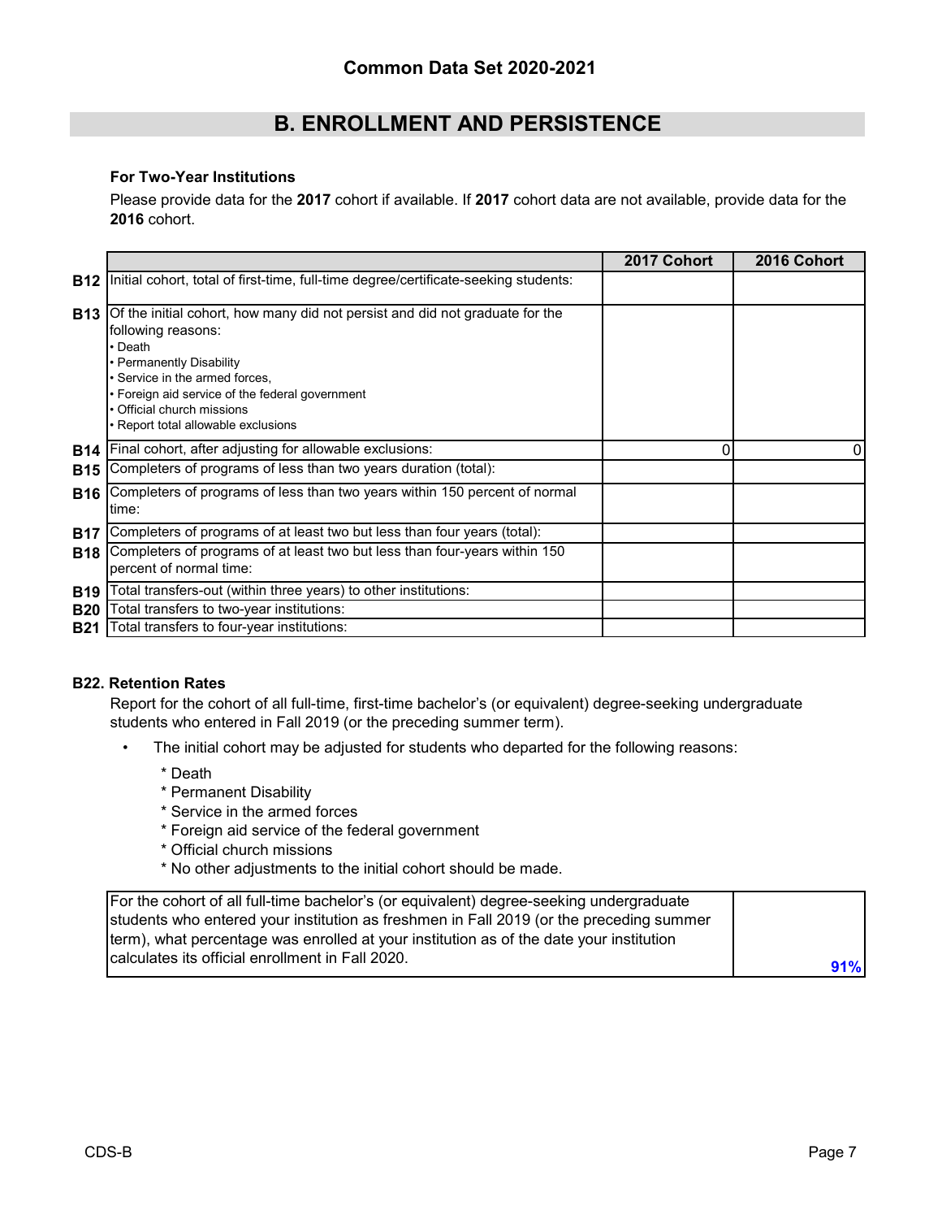## Common Data Set 2020-2021

# B. ENROLLMENT AND PERSISTENCE

### For Two-Year Institutions

Please provide data for the **2017** cohort if available. If **2017** cohort data are not available, provide data for the **2016** cohort.

| | | 2017 Cohort | 2016 Cohort |
|---|---|---|---|
| **B12** | Initial cohort, total of first-time, full-time degree/certificate-seeking students: | | |
| **B13** | Of the initial cohort, how many did not persist and did not graduate for the following reasons:<br>• Death<br>• Permanently Disability<br>• Service in the armed forces,<br>• Foreign aid service of the federal government<br>• Official church missions<br>• Report total allowable exclusions | | |
| **B14** | Final cohort, after adjusting for allowable exclusions: | 0 | 0 |
| **B15** | Completers of programs of less than two years duration (total): | | |
| **B16** | Completers of programs of less than two years within 150 percent of normal time: | | |
| **B17** | Completers of programs of at least two but less than four years (total): | | |
| **B18** | Completers of programs of at least two but less than four-years within 150 percent of normal time: | | |
| **B19** | Total transfers-out (within three years) to other institutions: | | |
| **B20** | Total transfers to two-year institutions: | | |
| **B21** | Total transfers to four-year institutions: | | |

### B22. Retention Rates

Report for the cohort of all full-time, first-time bachelor's (or equivalent) degree-seeking undergraduate students who entered in Fall 2019 (or the preceding summer term).

- The initial cohort may be adjusted for students who departed for the following reasons:
  - * Death
  - * Permanent Disability
  - * Service in the armed forces
  - * Foreign aid service of the federal government
  - * Official church missions
  - * No other adjustments to the initial cohort should be made.

| | |
|---|---|
| For the cohort of all full-time bachelor's (or equivalent) degree-seeking undergraduate students who entered your institution as freshmen in Fall 2019 (or the preceding summer term), what percentage was enrolled at your institution as of the date your institution calculates its official enrollment in Fall 2020. | 91% |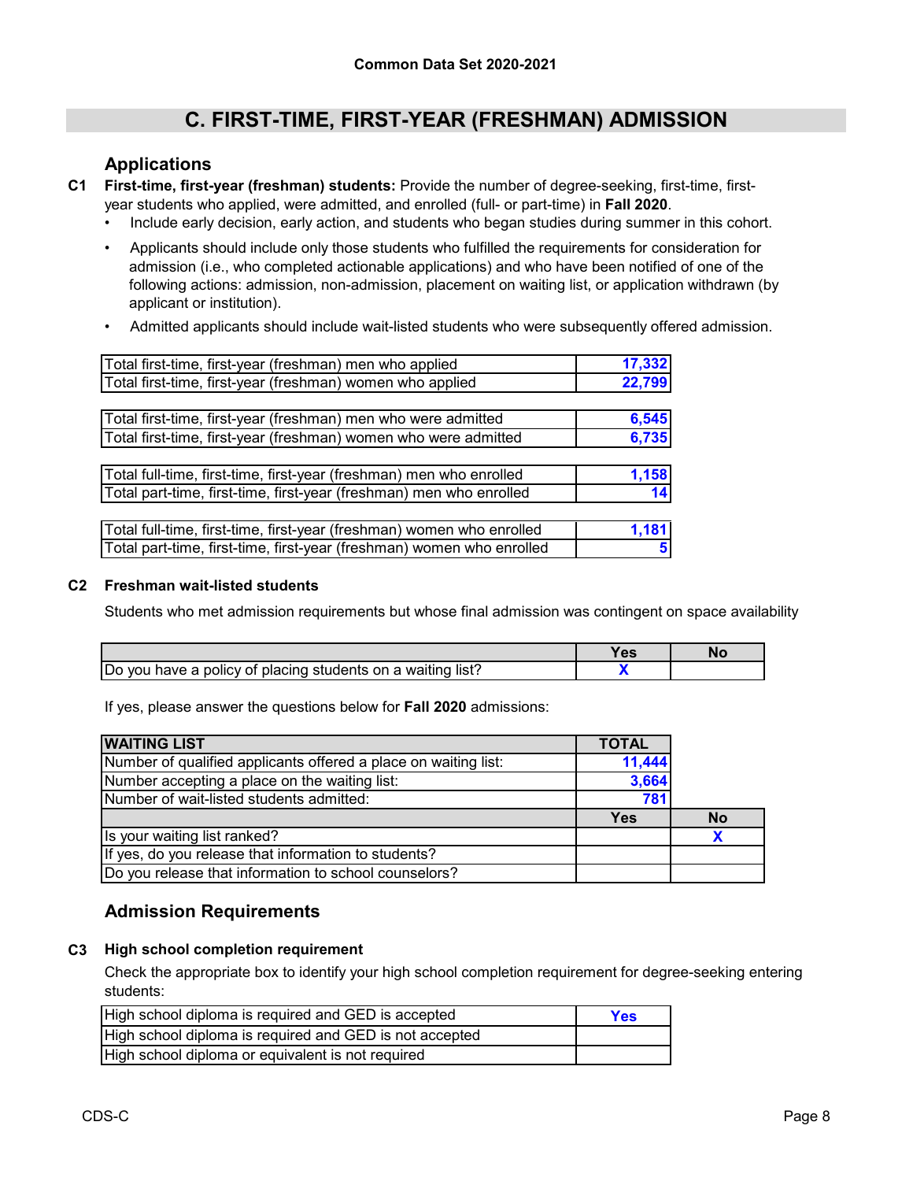Common Data Set 2020-2021

# C. FIRST-TIME, FIRST-YEAR (FRESHMAN) ADMISSION

## Applications

**C1 First-time, first-year (freshman) students:** Provide the number of degree-seeking, first-time, first-year students who applied, were admitted, and enrolled (full- or part-time) in **Fall 2020**.

- Include early decision, early action, and students who began studies during summer in this cohort.
- Applicants should include only those students who fulfilled the requirements for consideration for admission (i.e., who completed actionable applications) and who have been notified of one of the following actions: admission, non-admission, placement on waiting list, or application withdrawn (by applicant or institution).
- Admitted applicants should include wait-listed students who were subsequently offered admission.

| | |
|---|---|
| Total first-time, first-year (freshman) men who applied | 17,332 |
| Total first-time, first-year (freshman) women who applied | 22,799 |

| | |
|---|---|
| Total first-time, first-year (freshman) men who were admitted | 6,545 |
| Total first-time, first-year (freshman) women who were admitted | 6,735 |

| | |
|---|---|
| Total full-time, first-time, first-year (freshman) men who enrolled | 1,158 |
| Total part-time, first-time, first-year (freshman) men who enrolled | 14 |

| | |
|---|---|
| Total full-time, first-time, first-year (freshman) women who enrolled | 1,181 |
| Total part-time, first-time, first-year (freshman) women who enrolled | 5 |

**C2 Freshman wait-listed students**

Students who met admission requirements but whose final admission was contingent on space availability

| | Yes | No |
|---|---|---|
| Do you have a policy of placing students on a waiting list? | X | |

If yes, please answer the questions below for **Fall 2020** admissions:

| WAITING LIST | TOTAL | |
|---|---|---|
| Number of qualified applicants offered a place on waiting list: | 11,444 | |
| Number accepting a place on the waiting list: | 3,664 | |
| Number of wait-listed students admitted: | 781 | |
| | Yes | No |
| Is your waiting list ranked? | | X |
| If yes, do you release that information to students? | | |
| Do you release that information to school counselors? | | |

## Admission Requirements

**C3 High school completion requirement**

Check the appropriate box to identify your high school completion requirement for degree-seeking entering students:

| | |
|---|---|
| High school diploma is required and GED is accepted | Yes |
| High school diploma is required and GED is not accepted | |
| High school diploma or equivalent is not required | |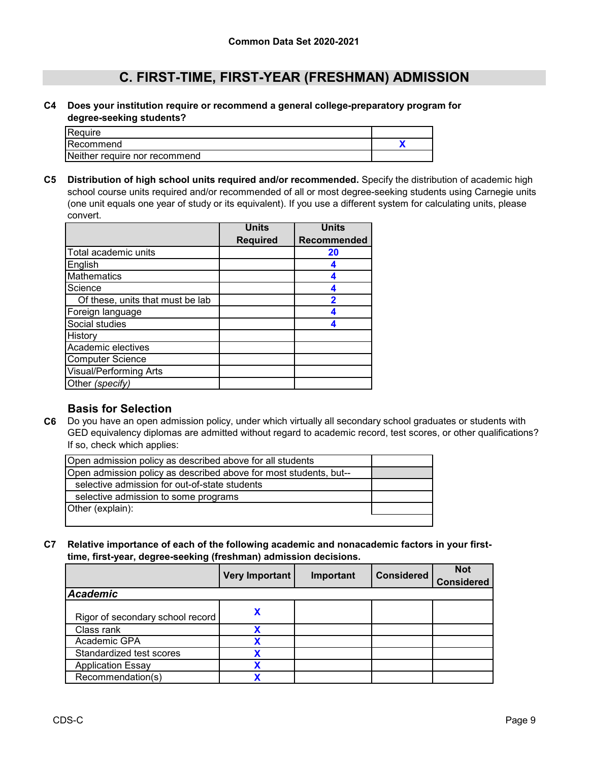## C. FIRST-TIME, FIRST-YEAR (FRESHMAN) ADMISSION

**C4 Does your institution require or recommend a general college-preparatory program for degree-seeking students?**

| | |
|---|---|
| Require | |
| Recommend | X |
| Neither require nor recommend | |

**C5 Distribution of high school units required and/or recommended.** Specify the distribution of academic high school course units required and/or recommended of all or most degree-seeking students using Carnegie units (one unit equals one year of study or its equivalent). If you use a different system for calculating units, please convert.

| | Units Required | Units Recommended |
|---|---|---|
| Total academic units | | 20 |
| English | | 4 |
| Mathematics | | 4 |
| Science | | 4 |
| Of these, units that must be lab | | 2 |
| Foreign language | | 4 |
| Social studies | | 4 |
| History | | |
| Academic electives | | |
| Computer Science | | |
| Visual/Performing Arts | | |
| Other *(specify)* | | |

### Basis for Selection

**C6** Do you have an open admission policy, under which virtually all secondary school graduates or students with GED equivalency diplomas are admitted without regard to academic record, test scores, or other qualifications? If so, check which applies:

| | |
|---|---|
| Open admission policy as described above for all students | |
| Open admission policy as described above for most students, but-- | |
| selective admission for out-of-state students | |
| selective admission to some programs | |
| Other (explain): | |

**C7 Relative importance of each of the following academic and nonacademic factors in your first-time, first-year, degree-seeking (freshman) admission decisions.**

| | Very Important | Important | Considered | Not Considered |
|---|---|---|---|---|
| ***Academic*** | | | | |
| Rigor of secondary school record | X | | | |
| Class rank | X | | | |
| Academic GPA | X | | | |
| Standardized test scores | X | | | |
| Application Essay | X | | | |
| Recommendation(s) | X | | | |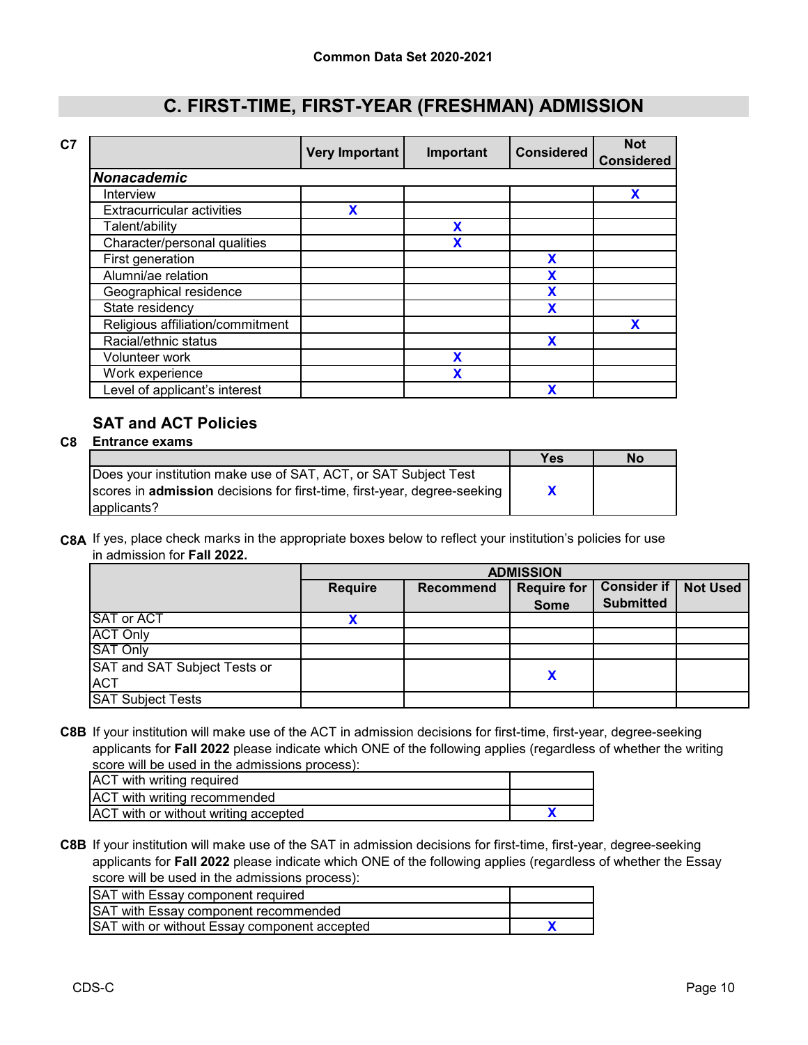Common Data Set 2020-2021

# C. FIRST-TIME, FIRST-YEAR (FRESHMAN) ADMISSION

**C7**

| | Very Important | Important | Considered | Not Considered |
|---|---|---|---|---|
| ***Nonacademic*** | | | | |
| Interview | | | | X |
| Extracurricular activities | X | | | |
| Talent/ability | | X | | |
| Character/personal qualities | | X | | |
| First generation | | | X | |
| Alumni/ae relation | | | X | |
| Geographical residence | | | X | |
| State residency | | | X | |
| Religious affiliation/commitment | | | | X |
| Racial/ethnic status | | | X | |
| Volunteer work | | X | | |
| Work experience | | X | | |
| Level of applicant's interest | | | X | |

## SAT and ACT Policies

**C8 Entrance exams**

| | Yes | No |
|---|---|---|
| Does your institution make use of SAT, ACT, or SAT Subject Test scores in **admission** decisions for first-time, first-year, degree-seeking applicants? | X | |

**C8A** If yes, place check marks in the appropriate boxes below to reflect your institution's policies for use in admission for **Fall 2022.**

| | ADMISSION | | | | |
|---|---|---|---|---|---|
| | Require | Recommend | Require for Some | Consider if Submitted | Not Used |
| SAT or ACT | X | | | | |
| ACT Only | | | | | |
| SAT Only | | | | | |
| SAT and SAT Subject Tests or ACT | | | X | | |
| SAT Subject Tests | | | | | |

**C8B** If your institution will make use of the ACT in admission decisions for first-time, first-year, degree-seeking applicants for **Fall 2022** please indicate which ONE of the following applies (regardless of whether the writing score will be used in the admissions process):

| | |
|---|---|
| ACT with writing required | |
| ACT with writing recommended | |
| ACT with or without writing accepted | X |

**C8B** If your institution will make use of the SAT in admission decisions for first-time, first-year, degree-seeking applicants for **Fall 2022** please indicate which ONE of the following applies (regardless of whether the Essay score will be used in the admissions process):

| | |
|---|---|
| SAT with Essay component required | |
| SAT with Essay component recommended | |
| SAT with or without Essay component accepted | X |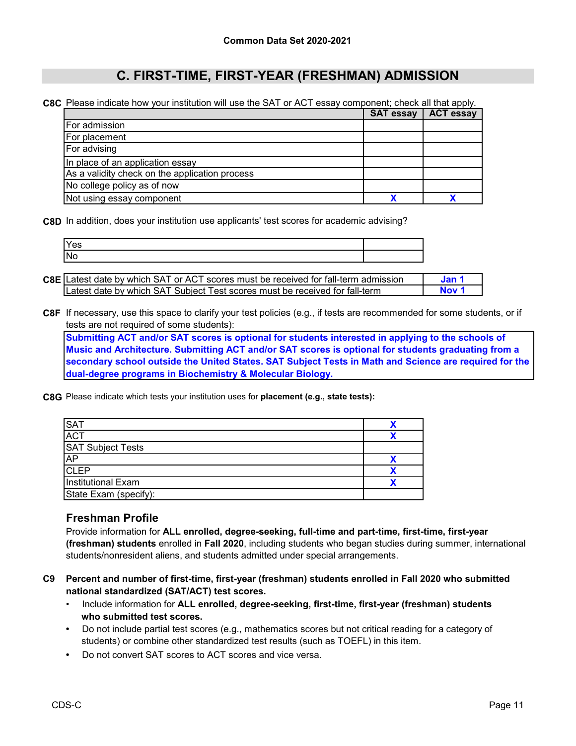Common Data Set 2020-2021

## C. FIRST-TIME, FIRST-YEAR (FRESHMAN) ADMISSION

**C8C** Please indicate how your institution will use the SAT or ACT essay component; check all that apply.

| | SAT essay | ACT essay |
|---|---|---|
| For admission | | |
| For placement | | |
| For advising | | |
| In place of an application essay | | |
| As a validity check on the application process | | |
| No college policy as of now | | |
| Not using essay component | X | X |

**C8D** In addition, does your institution use applicants' test scores for academic advising?

| | |
|---|---|
| Yes | |
| No | |

**C8E**

| | |
|---|---|
| Latest date by which SAT or ACT scores must be received for fall-term admission | Jan 1 |
| Latest date by which SAT Subject Test scores must be received for fall-term | Nov 1 |

**C8F** If necessary, use this space to clarify your test policies (e.g., if tests are recommended for some students, or if tests are not required of some students):

**Submitting ACT and/or SAT scores is optional for students interested in applying to the schools of Music and Architecture. Submitting ACT and/or SAT scores is optional for students graduating from a secondary school outside the United States. SAT Subject Tests in Math and Science are required for the dual-degree programs in Biochemistry & Molecular Biology.**

**C8G** Please indicate which tests your institution uses for **placement (e.g., state tests):**

| | |
|---|---|
| SAT | X |
| ACT | X |
| SAT Subject Tests | |
| AP | X |
| CLEP | X |
| Institutional Exam | X |
| State Exam (specify): | |

### Freshman Profile

Provide information for **ALL enrolled, degree-seeking, full-time and part-time, first-time, first-year (freshman) students** enrolled in **Fall 2020**, including students who began studies during summer, international students/nonresident aliens, and students admitted under special arrangements.

**C9 Percent and number of first-time, first-year (freshman) students enrolled in Fall 2020 who submitted national standardized (SAT/ACT) test scores.**

- Include information for **ALL enrolled, degree-seeking, first-time, first-year (freshman) students who submitted test scores.**
- Do not include partial test scores (e.g., mathematics scores but not critical reading for a category of students) or combine other standardized test results (such as TOEFL) in this item.
- Do not convert SAT scores to ACT scores and vice versa.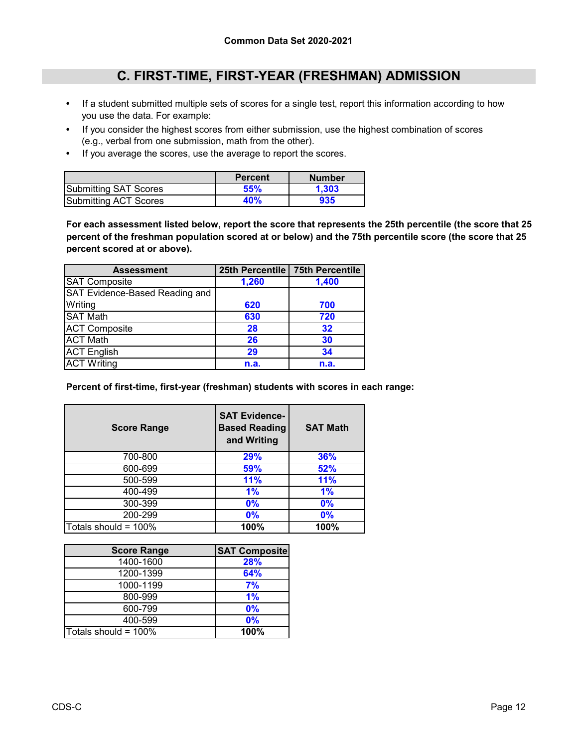## C. FIRST-TIME, FIRST-YEAR (FRESHMAN) ADMISSION

- If a student submitted multiple sets of scores for a single test, report this information according to how you use the data. For example:
- If you consider the highest scores from either submission, use the highest combination of scores (e.g., verbal from one submission, math from the other).
- If you average the scores, use the average to report the scores.

| | Percent | Number |
|---|---|---|
| Submitting SAT Scores | 55% | 1,303 |
| Submitting ACT Scores | 40% | 935 |

**For each assessment listed below, report the score that represents the 25th percentile (the score that 25 percent of the freshman population scored at or below) and the 75th percentile score (the score that 25 percent scored at or above).**

| Assessment | 25th Percentile | 75th Percentile |
|---|---|---|
| SAT Composite | 1,260 | 1,400 |
| SAT Evidence-Based Reading and Writing | 620 | 700 |
| SAT Math | 630 | 720 |
| ACT Composite | 28 | 32 |
| ACT Math | 26 | 30 |
| ACT English | 29 | 34 |
| ACT Writing | n.a. | n.a. |

**Percent of first-time, first-year (freshman) students with scores in each range:**

| Score Range | SAT Evidence-Based Reading and Writing | SAT Math |
|---|---|---|
| 700-800 | 29% | 36% |
| 600-699 | 59% | 52% |
| 500-599 | 11% | 11% |
| 400-499 | 1% | 1% |
| 300-399 | 0% | 0% |
| 200-299 | 0% | 0% |
| Totals should = 100% | 100% | 100% |

| Score Range | SAT Composite |
|---|---|
| 1400-1600 | 28% |
| 1200-1399 | 64% |
| 1000-1199 | 7% |
| 800-999 | 1% |
| 600-799 | 0% |
| 400-599 | 0% |
| Totals should = 100% | 100% |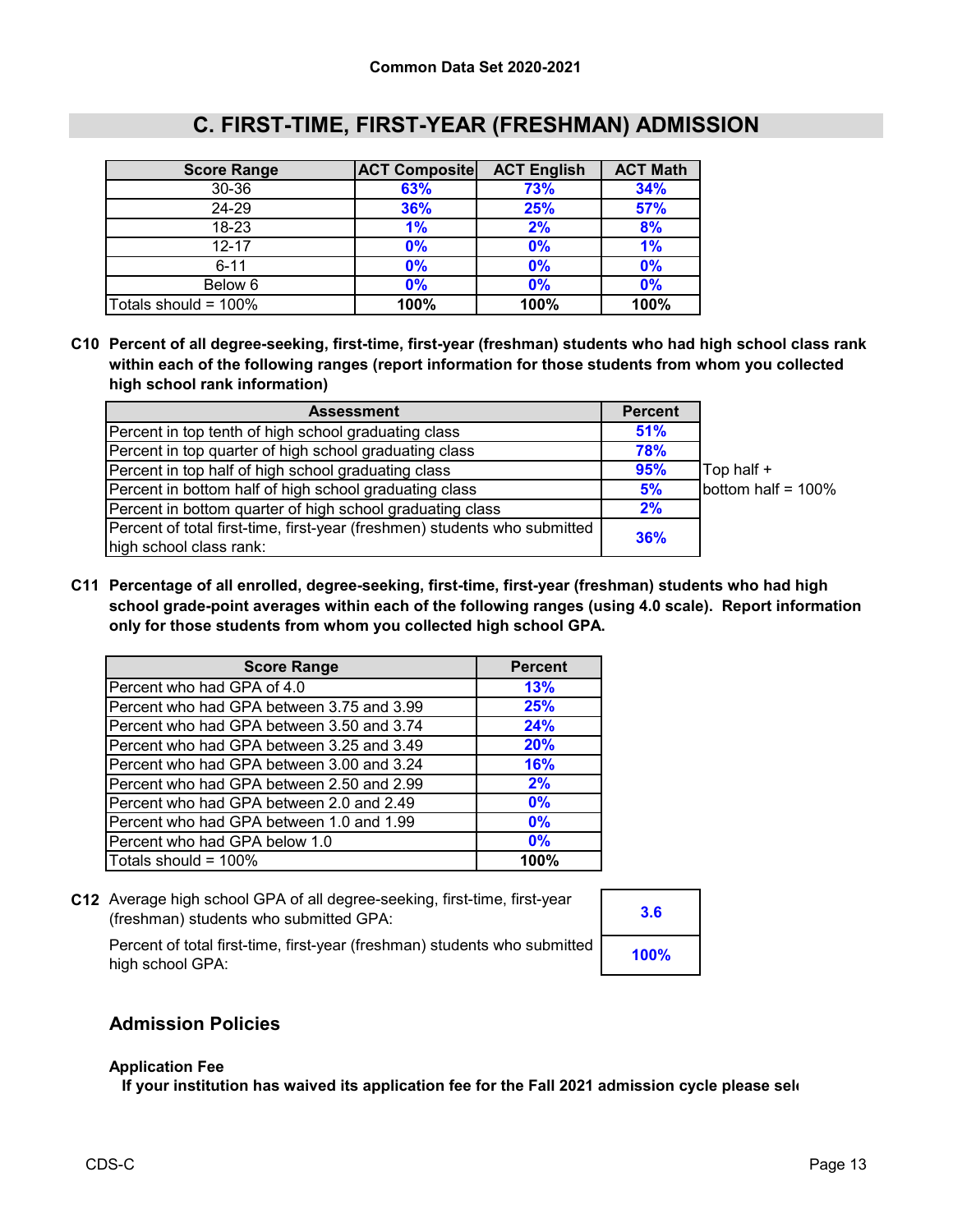## C. FIRST-TIME, FIRST-YEAR (FRESHMAN) ADMISSION

| Score Range | ACT Composite | ACT English | ACT Math |
|---|---|---|---|
| 30-36 | 63% | 73% | 34% |
| 24-29 | 36% | 25% | 57% |
| 18-23 | 1% | 2% | 8% |
| 12-17 | 0% | 0% | 1% |
| 6-11 | 0% | 0% | 0% |
| Below 6 | 0% | 0% | 0% |
| Totals should = 100% | 100% | 100% | 100% |

**C10 Percent of all degree-seeking, first-time, first-year (freshman) students who had high school class rank within each of the following ranges (report information for those students from whom you collected high school rank information)**

| Assessment | Percent | |
|---|---|---|
| Percent in top tenth of high school graduating class | 51% | |
| Percent in top quarter of high school graduating class | 78% | |
| Percent in top half of high school graduating class | 95% | Top half + |
| Percent in bottom half of high school graduating class | 5% | bottom half = 100% |
| Percent in bottom quarter of high school graduating class | 2% | |
| Percent of total first-time, first-year (freshmen) students who submitted high school class rank: | 36% | |

**C11 Percentage of all enrolled, degree-seeking, first-time, first-year (freshman) students who had high school grade-point averages within each of the following ranges (using 4.0 scale). Report information only for those students from whom you collected high school GPA.**

| Score Range | Percent |
|---|---|
| Percent who had GPA of 4.0 | 13% |
| Percent who had GPA between 3.75 and 3.99 | 25% |
| Percent who had GPA between 3.50 and 3.74 | 24% |
| Percent who had GPA between 3.25 and 3.49 | 20% |
| Percent who had GPA between 3.00 and 3.24 | 16% |
| Percent who had GPA between 2.50 and 2.99 | 2% |
| Percent who had GPA between 2.0 and 2.49 | 0% |
| Percent who had GPA between 1.0 and 1.99 | 0% |
| Percent who had GPA below 1.0 | 0% |
| Totals should = 100% | 100% |

**C12** Average high school GPA of all degree-seeking, first-time, first-year (freshman) students who submitted GPA: **3.6**

Percent of total first-time, first-year (freshman) students who submitted high school GPA: **100%**

### Admission Policies

**Application Fee**

**If your institution has waived its application fee for the Fall 2021 admission cycle please sel**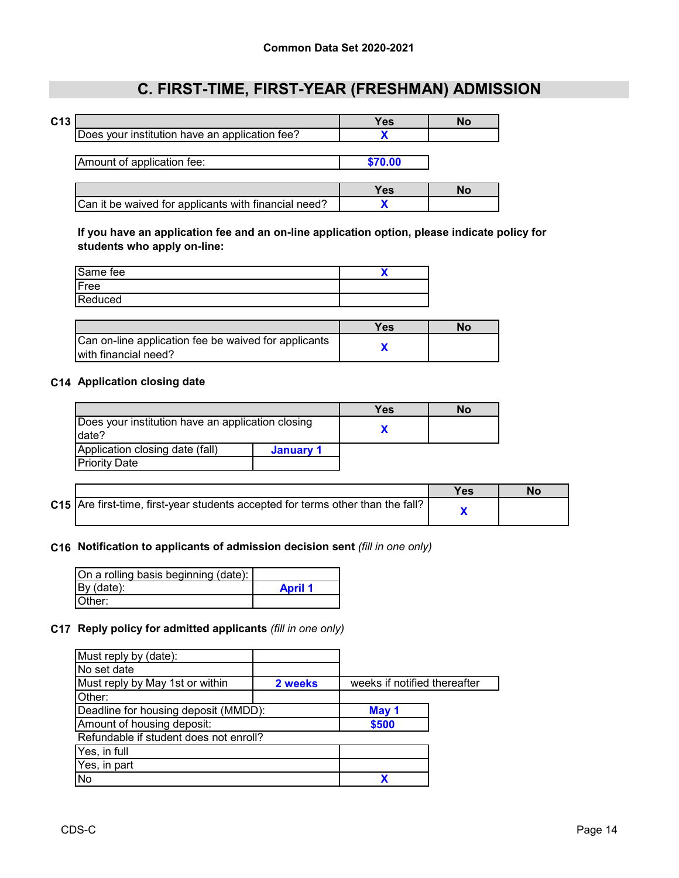# C. FIRST-TIME, FIRST-YEAR (FRESHMAN) ADMISSION

**C13**

| | Yes | No |
|---|---|---|
| Does your institution have an application fee? | X | |

| Amount of application fee: | $70.00 |
|---|---|

| | Yes | No |
|---|---|---|
| Can it be waived for applicants with financial need? | X | |

**If you have an application fee and an on-line application option, please indicate policy for students who apply on-line:**

| | |
|---|---|
| Same fee | X |
| Free | |
| Reduced | |

| | Yes | No |
|---|---|---|
| Can on-line application fee be waived for applicants with financial need? | X | |

**C14 Application closing date**

| | Yes | No |
|---|---|---|
| Does your institution have an application closing date? | X | |

| | |
|---|---|
| Application closing date (fall) | January 1 |
| Priority Date | |

**C15**

| | Yes | No |
|---|---|---|
| Are first-time, first-year students accepted for terms other than the fall? | X | |

**C16 Notification to applicants of admission decision sent** *(fill in one only)*

| | |
|---|---|
| On a rolling basis beginning (date): | |
| By (date): | April 1 |
| Other: | |

**C17 Reply policy for admitted applicants** *(fill in one only)*

| | | |
|---|---|---|
| Must reply by (date): | | |
| No set date | | |
| Must reply by May 1st or within | 2 weeks | weeks if notified thereafter |
| Other: | | |

| | |
|---|---|
| Deadline for housing deposit (MMDD): | May 1 |
| Amount of housing deposit: | $500 |
| Refundable if student does not enroll? | |
| Yes, in full | |
| Yes, in part | |
| No | X |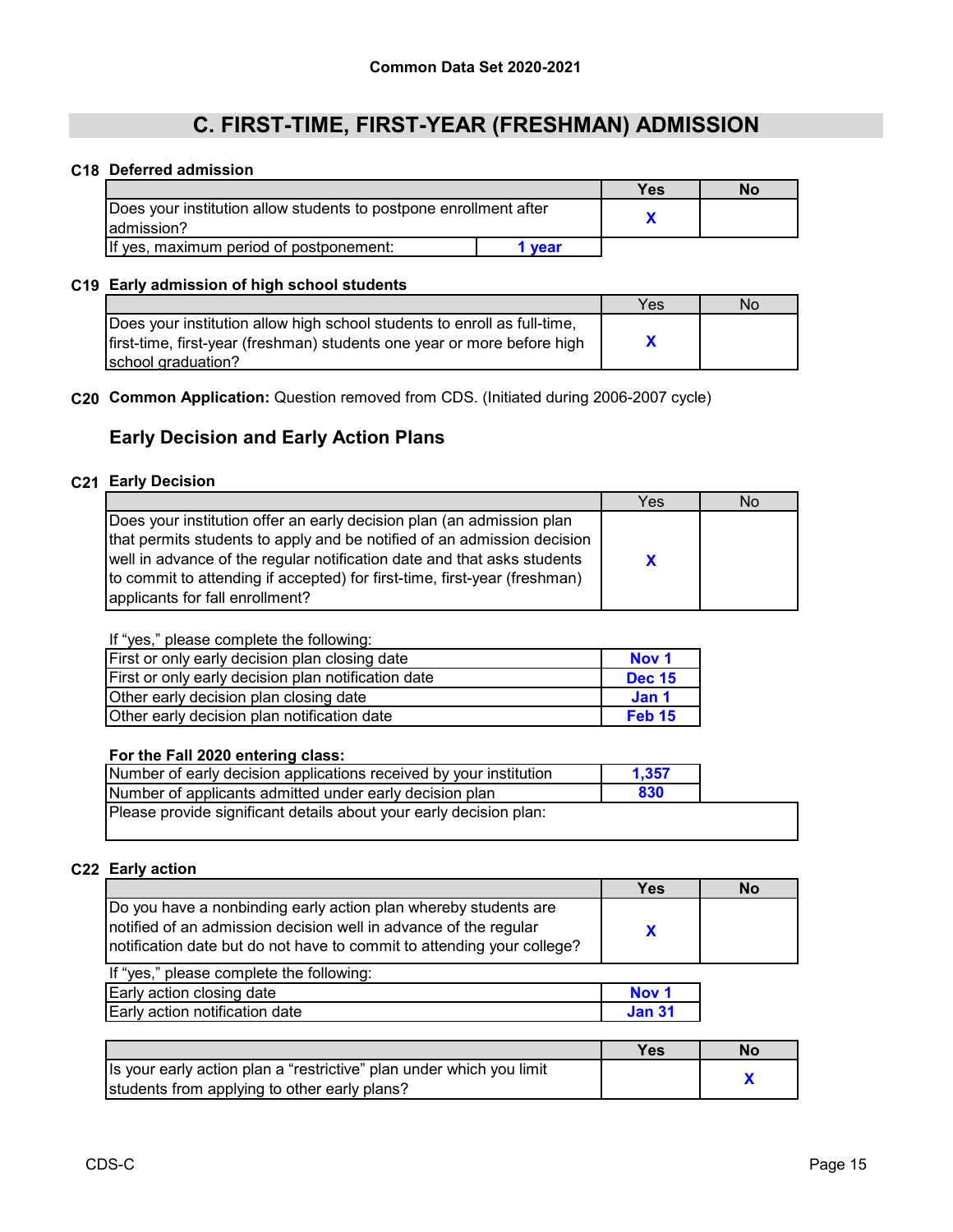Common Data Set 2020-2021

# C. FIRST-TIME, FIRST-YEAR (FRESHMAN) ADMISSION

## C18 Deferred admission

| | Yes | No |
|---|---|---|
| Does your institution allow students to postpone enrollment after admission? | X | |
| If yes, maximum period of postponement: 1 year | | |

## C19 Early admission of high school students

| | Yes | No |
|---|---|---|
| Does your institution allow high school students to enroll as full-time, first-time, first-year (freshman) students one year or more before high school graduation? | X | |

**C20 Common Application:** Question removed from CDS. (Initiated during 2006-2007 cycle)

## Early Decision and Early Action Plans

## C21 Early Decision

| | Yes | No |
|---|---|---|
| Does your institution offer an early decision plan (an admission plan that permits students to apply and be notified of an admission decision well in advance of the regular notification date and that asks students to commit to attending if accepted) for first-time, first-year (freshman) applicants for fall enrollment? | X | |

If "yes," please complete the following:

| | |
|---|---|
| First or only early decision plan closing date | Nov 1 |
| First or only early decision plan notification date | Dec 15 |
| Other early decision plan closing date | Jan 1 |
| Other early decision plan notification date | Feb 15 |

**For the Fall 2020 entering class:**

| | |
|---|---|
| Number of early decision applications received by your institution | 1,357 |
| Number of applicants admitted under early decision plan | 830 |
| Please provide significant details about your early decision plan: | |

## C22 Early action

| | Yes | No |
|---|---|---|
| Do you have a nonbinding early action plan whereby students are notified of an admission decision well in advance of the regular notification date but do not have to commit to attending your college? | X | |

If "yes," please complete the following:

| | |
|---|---|
| Early action closing date | Nov 1 |
| Early action notification date | Jan 31 |

| | Yes | No |
|---|---|---|
| Is your early action plan a "restrictive" plan under which you limit students from applying to other early plans? | | X |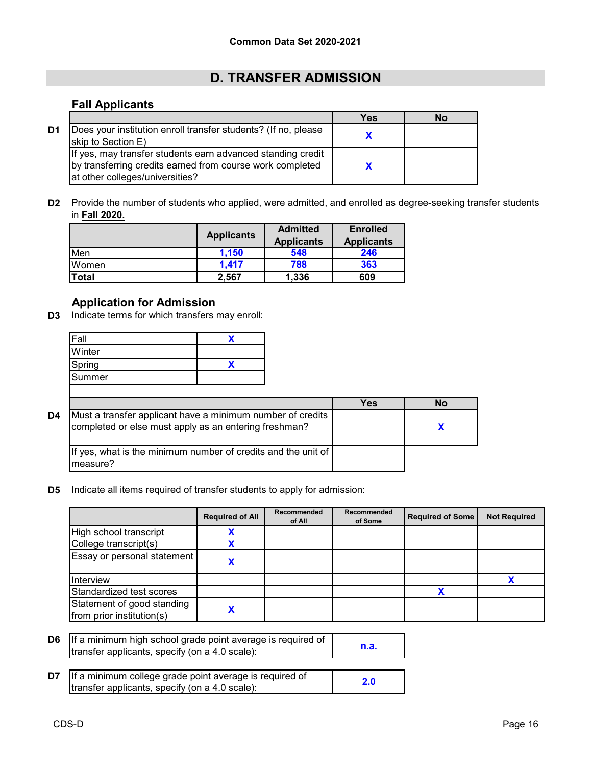Common Data Set 2020-2021

## D. TRANSFER ADMISSION

### Fall Applicants

| | | Yes | No |
|---|---|---|---|
| D1 | Does your institution enroll transfer students? (If no, please skip to Section E) | X | |
| | If yes, may transfer students earn advanced standing credit by transferring credits earned from course work completed at other colleges/universities? | X | |

**D2** Provide the number of students who applied, were admitted, and enrolled as degree-seeking transfer students in **Fall 2020.**

| | Applicants | Admitted Applicants | Enrolled Applicants |
|---|---|---|---|
| Men | 1,150 | 548 | 246 |
| Women | 1,417 | 788 | 363 |
| **Total** | 2,567 | 1,336 | 609 |

### Application for Admission

**D3** Indicate terms for which transfers may enroll:

| Term | |
|---|---|
| Fall | X |
| Winter | |
| Spring | X |
| Summer | |

| | | Yes | No |
|---|---|---|---|
| D4 | Must a transfer applicant have a minimum number of credits completed or else must apply as an entering freshman? | | X |
| | If yes, what is the minimum number of credits and the unit of measure? | | |

**D5** Indicate all items required of transfer students to apply for admission:

| | Required of All | Recommended of All | Recommended of Some | Required of Some | Not Required |
|---|---|---|---|---|---|
| High school transcript | X | | | | |
| College transcript(s) | X | | | | |
| Essay or personal statement | X | | | | |
| Interview | | | | | X |
| Standardized test scores | | | | X | |
| Statement of good standing from prior institution(s) | X | | | | |

| | | |
|---|---|---|
| D6 | If a minimum high school grade point average is required of transfer applicants, specify (on a 4.0 scale): | n.a. |
| D7 | If a minimum college grade point average is required of transfer applicants, specify (on a 4.0 scale): | 2.0 |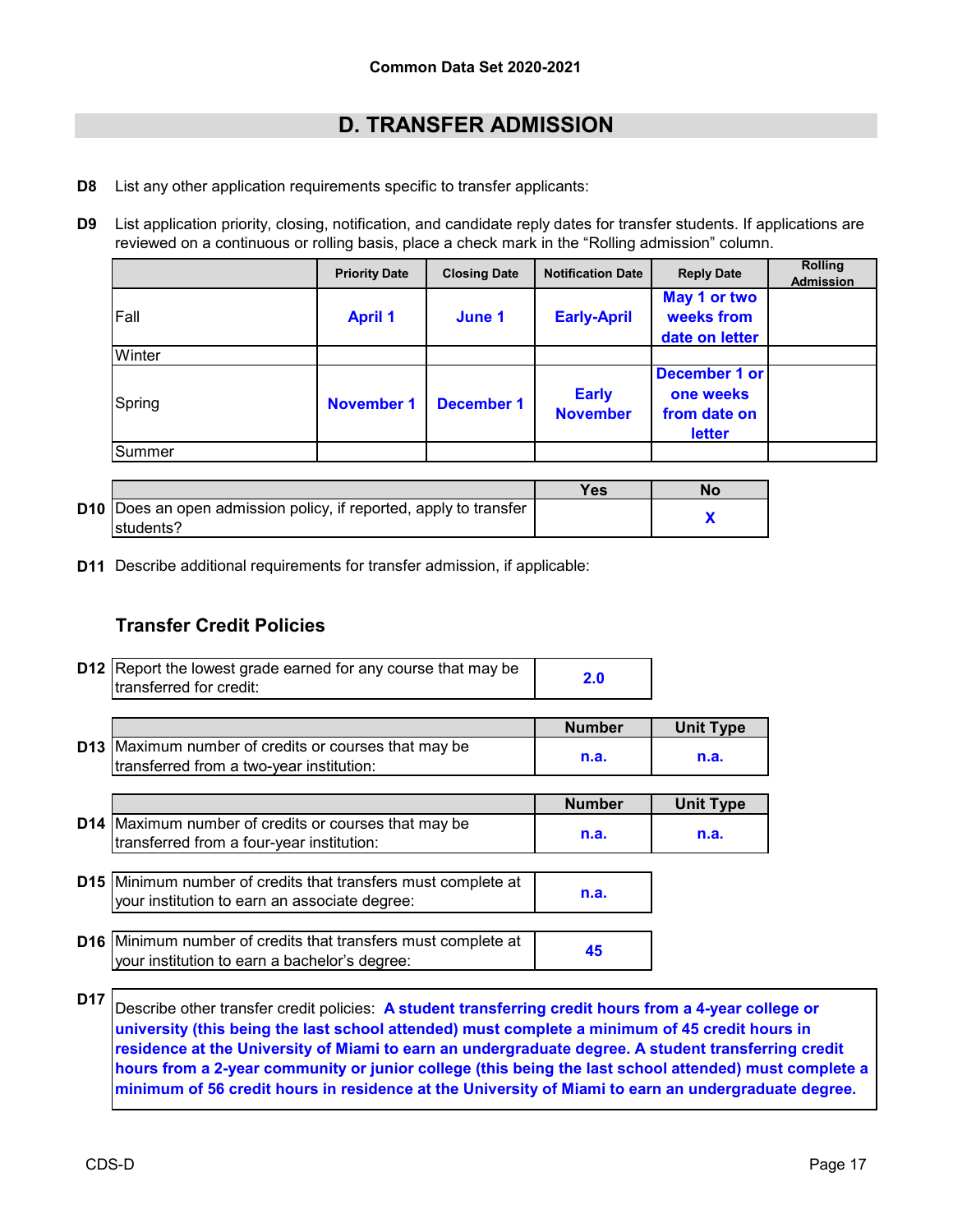Common Data Set 2020-2021

## D. TRANSFER ADMISSION

**D8** List any other application requirements specific to transfer applicants:

**D9** List application priority, closing, notification, and candidate reply dates for transfer students. If applications are reviewed on a continuous or rolling basis, place a check mark in the "Rolling admission" column.

| | Priority Date | Closing Date | Notification Date | Reply Date | Rolling Admission |
|---|---|---|---|---|---|
| Fall | April 1 | June 1 | Early-April | May 1 or two weeks from date on letter | |
| Winter | | | | | |
| Spring | November 1 | December 1 | Early November | December 1 or one weeks from date on letter | |
| Summer | | | | | |

| | | Yes | No |
|---|---|---|---|
| D10 | Does an open admission policy, if reported, apply to transfer students? | | X |

**D11** Describe additional requirements for transfer admission, if applicable:

### Transfer Credit Policies

| | | |
|---|---|---|
| D12 | Report the lowest grade earned for any course that may be transferred for credit: | 2.0 |

| | | Number | Unit Type |
|---|---|---|---|
| D13 | Maximum number of credits or courses that may be transferred from a two-year institution: | n.a. | n.a. |

| | | Number | Unit Type |
|---|---|---|---|
| D14 | Maximum number of credits or courses that may be transferred from a four-year institution: | n.a. | n.a. |

| | | |
|---|---|---|
| D15 | Minimum number of credits that transfers must complete at your institution to earn an associate degree: | n.a. |

| | | |
|---|---|---|
| D16 | Minimum number of credits that transfers must complete at your institution to earn a bachelor's degree: | 45 |

**D17** Describe other transfer credit policies: **A student transferring credit hours from a 4-year college or university (this being the last school attended) must complete a minimum of 45 credit hours in residence at the University of Miami to earn an undergraduate degree. A student transferring credit hours from a 2-year community or junior college (this being the last school attended) must complete a minimum of 56 credit hours in residence at the University of Miami to earn an undergraduate degree.**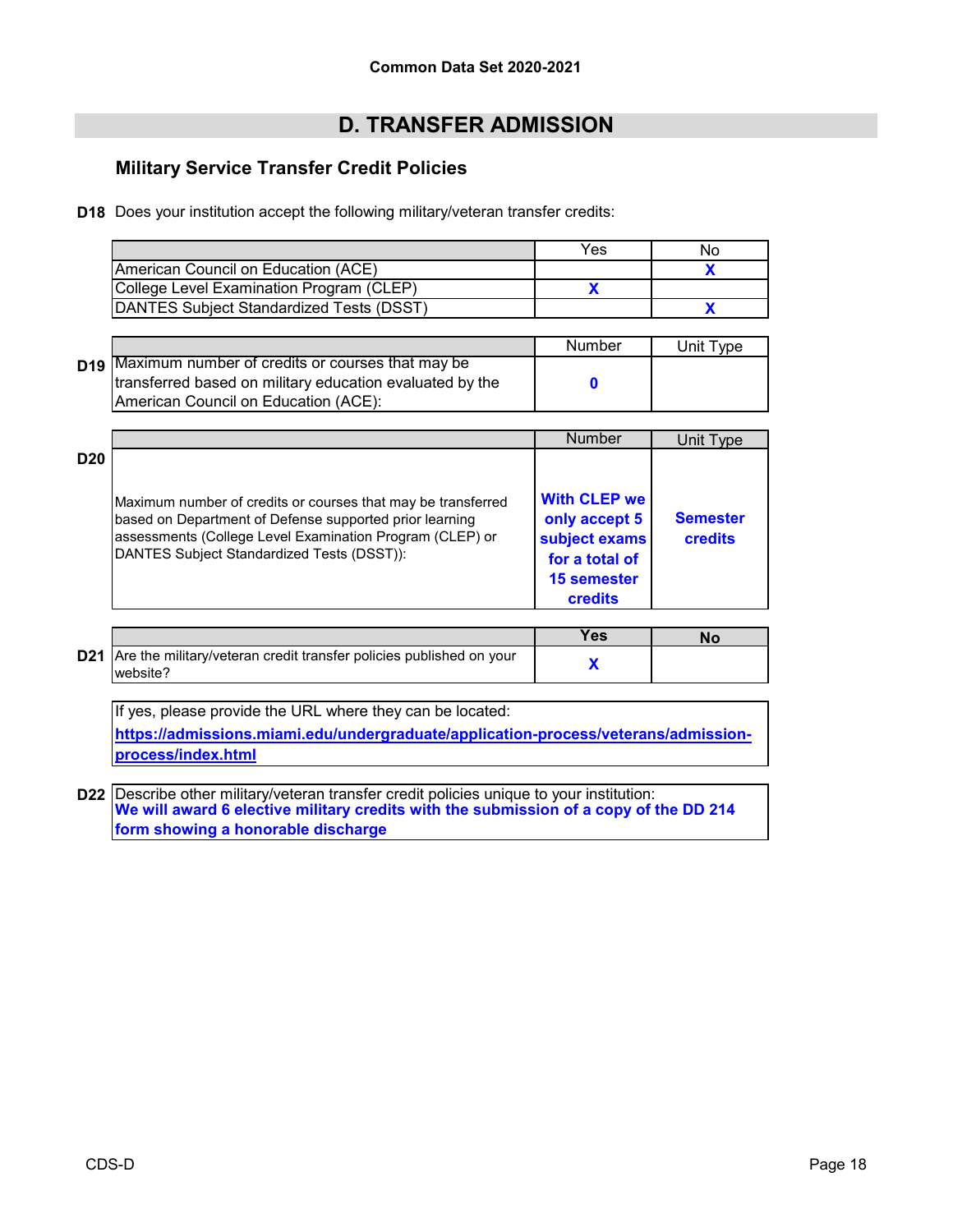Common Data Set 2020-2021

# D. TRANSFER ADMISSION

## Military Service Transfer Credit Policies

**D18** Does your institution accept the following military/veteran transfer credits:

| | Yes | No |
|---|---|---|
| American Council on Education (ACE) | | X |
| College Level Examination Program (CLEP) | X | |
| DANTES Subject Standardized Tests (DSST) | | X |

**D19**

| | Number | Unit Type |
|---|---|---|
| Maximum number of credits or courses that may be transferred based on military education evaluated by the American Council on Education (ACE): | 0 | |

**D20**

| | Number | Unit Type |
|---|---|---|
| Maximum number of credits or courses that may be transferred based on Department of Defense supported prior learning assessments (College Level Examination Program (CLEP) or DANTES Subject Standardized Tests (DSST)): | With CLEP we only accept 5 subject exams for a total of 15 semester credits | Semester credits |

**D21**

| | Yes | No |
|---|---|---|
| Are the military/veteran credit transfer policies published on your website? | X | |

If yes, please provide the URL where they can be located:
https://admissions.miami.edu/undergraduate/application-process/veterans/admission-process/index.html

**D22** Describe other military/veteran transfer credit policies unique to your institution:
**We will award 6 elective military credits with the submission of a copy of the DD 214 form showing a honorable discharge**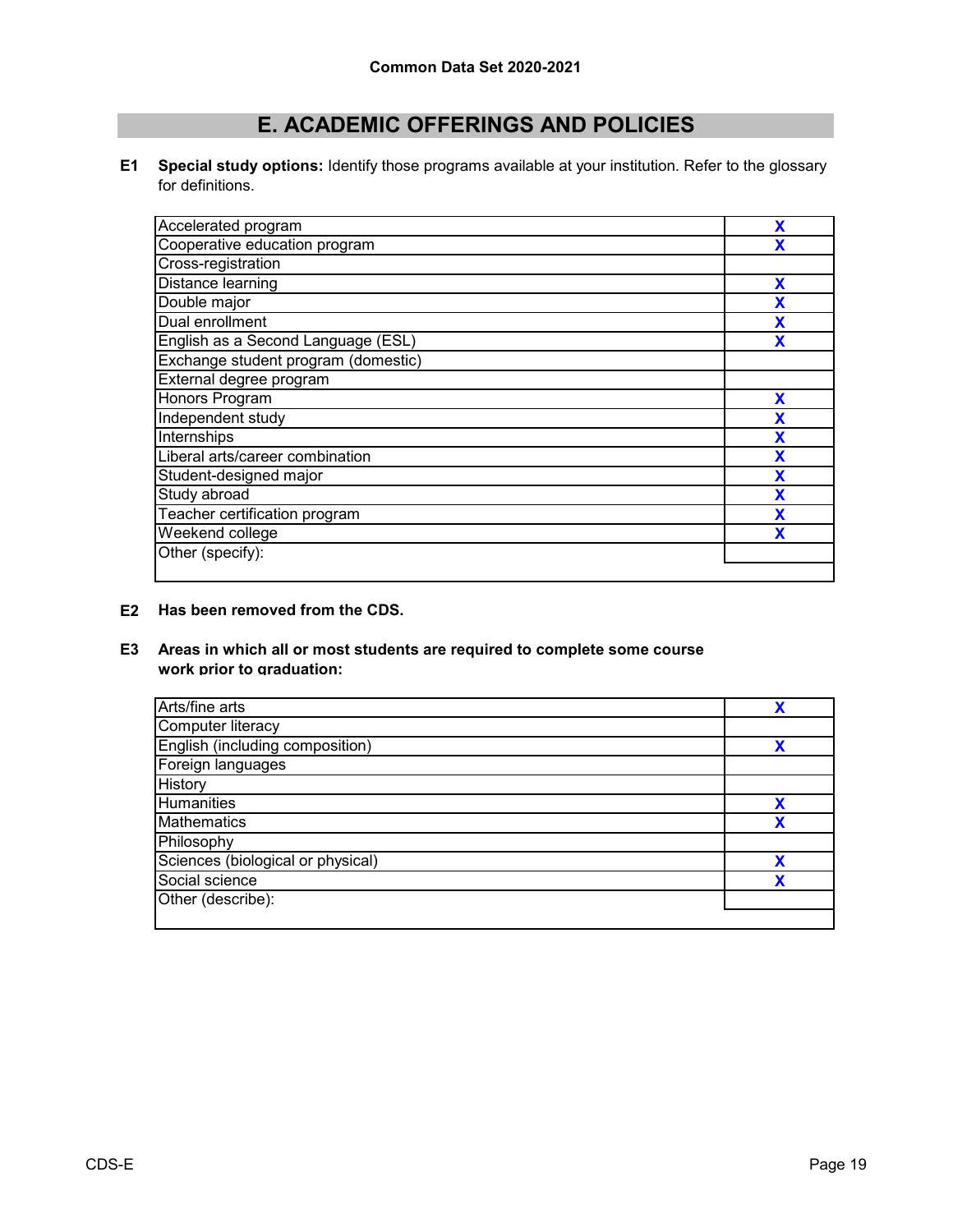# E. ACADEMIC OFFERINGS AND POLICIES

**E1** **Special study options:** Identify those programs available at your institution. Refer to the glossary for definitions.

| | |
|---|---|
| Accelerated program | X |
| Cooperative education program | X |
| Cross-registration | |
| Distance learning | X |
| Double major | X |
| Dual enrollment | X |
| English as a Second Language (ESL) | X |
| Exchange student program (domestic) | |
| External degree program | |
| Honors Program | X |
| Independent study | X |
| Internships | X |
| Liberal arts/career combination | X |
| Student-designed major | X |
| Study abroad | X |
| Teacher certification program | X |
| Weekend college | X |
| Other (specify): | |

**E2** **Has been removed from the CDS.**

**E3** **Areas in which all or most students are required to complete some course work prior to graduation:**

| | |
|---|---|
| Arts/fine arts | X |
| Computer literacy | |
| English (including composition) | X |
| Foreign languages | |
| History | |
| Humanities | X |
| Mathematics | X |
| Philosophy | |
| Sciences (biological or physical) | X |
| Social science | X |
| Other (describe): | |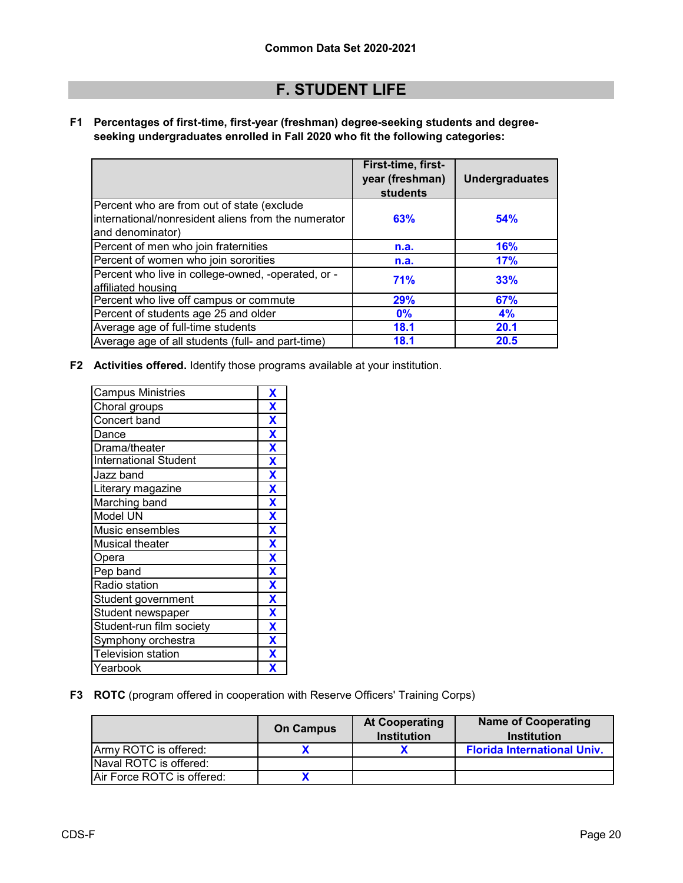Common Data Set 2020-2021

# F. STUDENT LIFE

**F1 Percentages of first-time, first-year (freshman) degree-seeking students and degree-seeking undergraduates enrolled in Fall 2020 who fit the following categories:**

| | First-time, first-year (freshman) students | Undergraduates |
|---|---|---|
| Percent who are from out of state (exclude international/nonresident aliens from the numerator and denominator) | 63% | 54% |
| Percent of men who join fraternities | n.a. | 16% |
| Percent of women who join sororities | n.a. | 17% |
| Percent who live in college-owned, -operated, or -affiliated housing | 71% | 33% |
| Percent who live off campus or commute | 29% | 67% |
| Percent of students age 25 and older | 0% | 4% |
| Average age of full-time students | 18.1 | 20.1 |
| Average age of all students (full- and part-time) | 18.1 | 20.5 |

**F2 Activities offered.** Identify those programs available at your institution.

| Activity | |
|---|---|
| Campus Ministries | X |
| Choral groups | X |
| Concert band | X |
| Dance | X |
| Drama/theater | X |
| International Student | X |
| Jazz band | X |
| Literary magazine | X |
| Marching band | X |
| Model UN | X |
| Music ensembles | X |
| Musical theater | X |
| Opera | X |
| Pep band | X |
| Radio station | X |
| Student government | X |
| Student newspaper | X |
| Student-run film society | X |
| Symphony orchestra | X |
| Television station | X |
| Yearbook | X |

**F3 ROTC** (program offered in cooperation with Reserve Officers' Training Corps)

| | On Campus | At Cooperating Institution | Name of Cooperating Institution |
|---|---|---|---|
| Army ROTC is offered: | X | X | Florida International Univ. |
| Naval ROTC is offered: | | | |
| Air Force ROTC is offered: | X | | |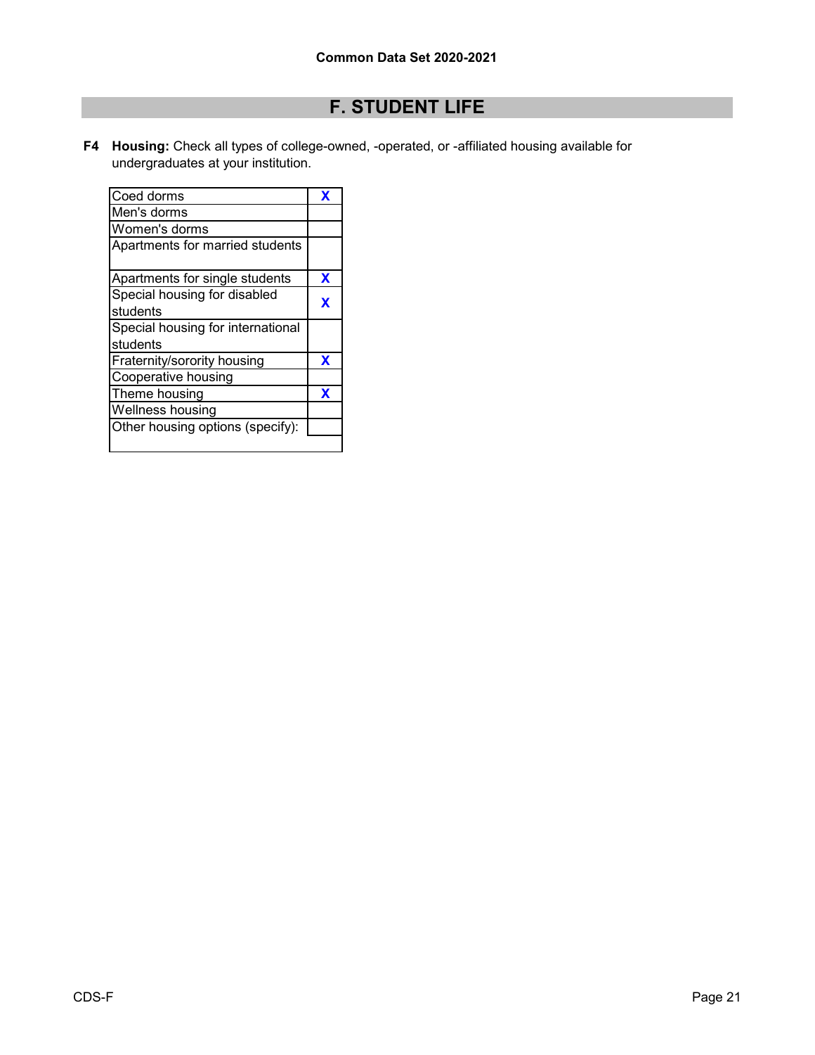Common Data Set 2020-2021

## F. STUDENT LIFE

**F4** **Housing:** Check all types of college-owned, -operated, or -affiliated housing available for undergraduates at your institution.

| Housing type | |
|---|---|
| Coed dorms | X |
| Men's dorms | |
| Women's dorms | |
| Apartments for married students | |
| Apartments for single students | X |
| Special housing for disabled students | X |
| Special housing for international students | |
| Fraternity/sorority housing | X |
| Cooperative housing | |
| Theme housing | X |
| Wellness housing | |
| Other housing options (specify): | |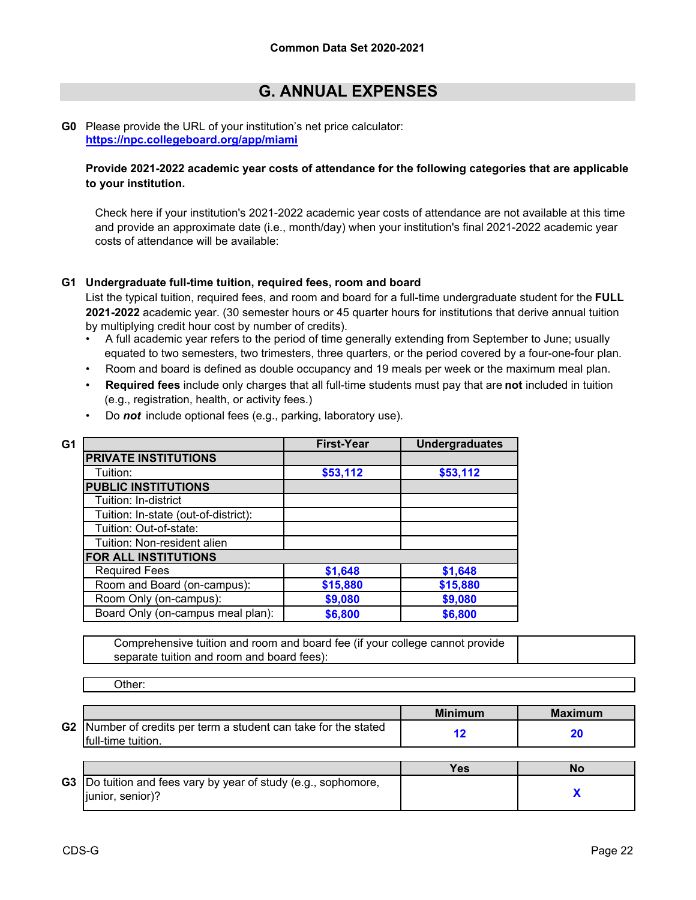## G. ANNUAL EXPENSES

**G0** Please provide the URL of your institution's net price calculator:
**https://npc.collegeboard.org/app/miami**

**Provide 2021-2022 academic year costs of attendance for the following categories that are applicable to your institution.**

Check here if your institution's 2021-2022 academic year costs of attendance are not available at this time and provide an approximate date (i.e., month/day) when your institution's final 2021-2022 academic year costs of attendance will be available:

**G1 Undergraduate full-time tuition, required fees, room and board**

List the typical tuition, required fees, and room and board for a full-time undergraduate student for the **FULL 2021-2022** academic year. (30 semester hours or 45 quarter hours for institutions that derive annual tuition by multiplying credit hour cost by number of credits).

- A full academic year refers to the period of time generally extending from September to June; usually equated to two semesters, two trimesters, three quarters, or the period covered by a four-one-four plan.
- Room and board is defined as double occupancy and 19 meals per week or the maximum meal plan.
- **Required fees** include only charges that all full-time students must pay that are **not** included in tuition (e.g., registration, health, or activity fees.)
- Do ***not*** include optional fees (e.g., parking, laboratory use).

| G1 | First-Year | Undergraduates |
|---|---|---|
| **PRIVATE INSTITUTIONS** | | |
| Tuition: | $53,112 | $53,112 |
| **PUBLIC INSTITUTIONS** | | |
| Tuition: In-district | | |
| Tuition: In-state (out-of-district): | | |
| Tuition: Out-of-state: | | |
| Tuition: Non-resident alien | | |
| **FOR ALL INSTITUTIONS** | | |
| Required Fees | $1,648 | $1,648 |
| Room and Board (on-campus): | $15,880 | $15,880 |
| Room Only (on-campus): | $9,080 | $9,080 |
| Board Only (on-campus meal plan): | $6,800 | $6,800 |

| Comprehensive tuition and room and board fee (if your college cannot provide separate tuition and room and board fees): | |
|---|---|

Other:

| | | Minimum | Maximum |
|---|---|---|---|
| G2 | Number of credits per term a student can take for the stated full-time tuition. | 12 | 20 |

| | | Yes | No |
|---|---|---|---|
| G3 | Do tuition and fees vary by year of study (e.g., sophomore, junior, senior)? | | X |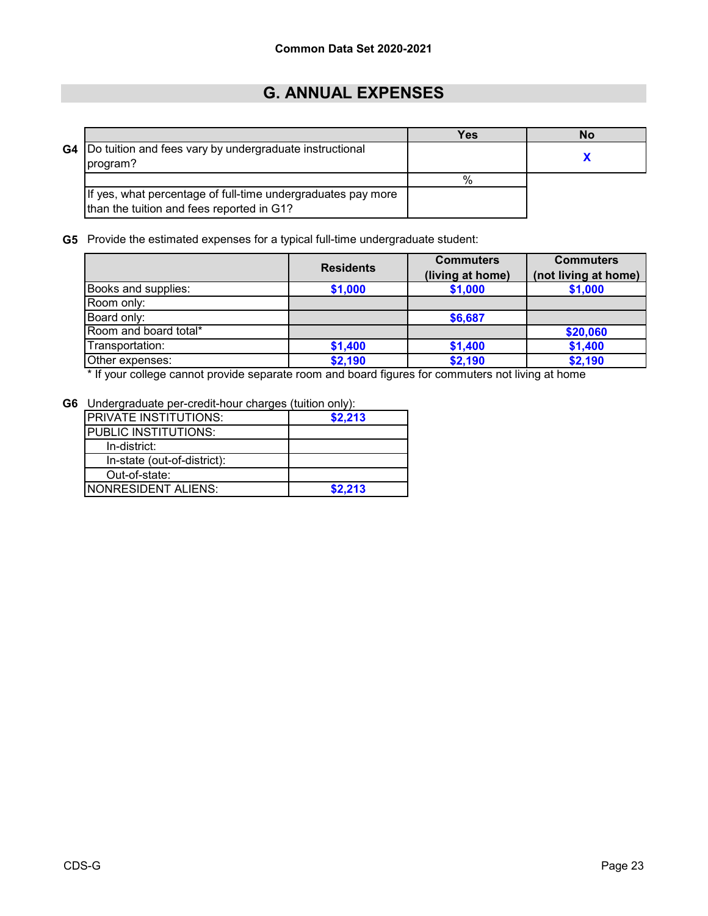Common Data Set 2020-2021

## G. ANNUAL EXPENSES

**G4**

| | Yes | No |
|---|---|---|
| Do tuition and fees vary by undergraduate instructional program? | | X |
| | % | |
| If yes, what percentage of full-time undergraduates pay more than the tuition and fees reported in G1? | | |

**G5** Provide the estimated expenses for a typical full-time undergraduate student:

| | Residents | Commuters (living at home) | Commuters (not living at home) |
|---|---|---|---|
| Books and supplies: | $1,000 | $1,000 | $1,000 |
| Room only: | | | |
| Board only: | | $6,687 | |
| Room and board total* | | | $20,060 |
| Transportation: | $1,400 | $1,400 | $1,400 |
| Other expenses: | $2,190 | $2,190 | $2,190 |

\* If your college cannot provide separate room and board figures for commuters not living at home

**G6** Undergraduate per-credit-hour charges (tuition only):

| | |
|---|---|
| PRIVATE INSTITUTIONS: | $2,213 |
| PUBLIC INSTITUTIONS: | |
| In-district: | |
| In-state (out-of-district): | |
| Out-of-state: | |
| NONRESIDENT ALIENS: | $2,213 |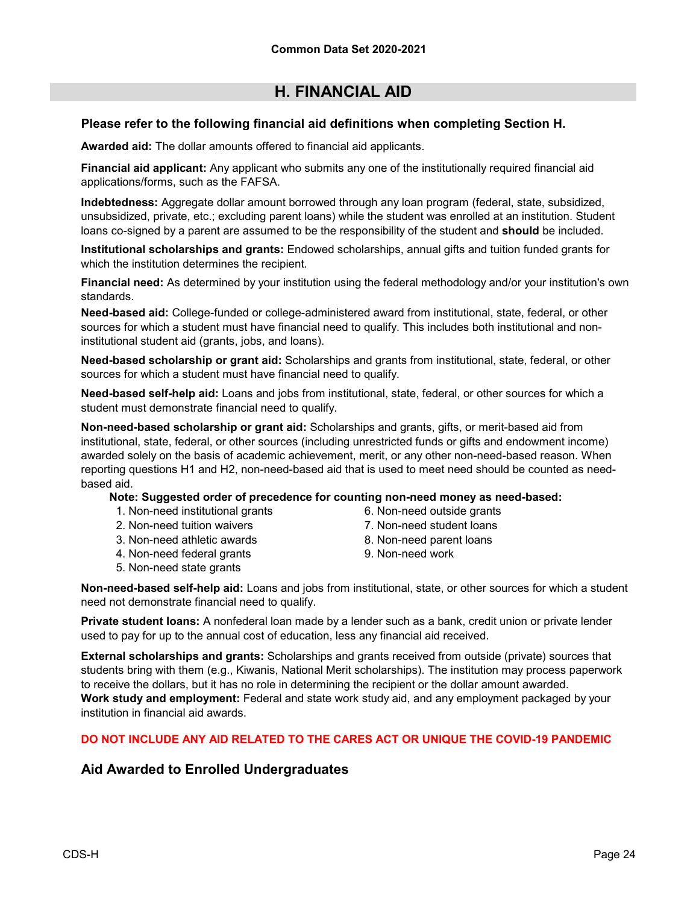## H. FINANCIAL AID

### Please refer to the following financial aid definitions when completing Section H.

**Awarded aid:** The dollar amounts offered to financial aid applicants.

**Financial aid applicant:** Any applicant who submits any one of the institutionally required financial aid applications/forms, such as the FAFSA.

**Indebtedness:** Aggregate dollar amount borrowed through any loan program (federal, state, subsidized, unsubsidized, private, etc.; excluding parent loans) while the student was enrolled at an institution. Student loans co-signed by a parent are assumed to be the responsibility of the student and **should** be included.

**Institutional scholarships and grants:** Endowed scholarships, annual gifts and tuition funded grants for which the institution determines the recipient.

**Financial need:** As determined by your institution using the federal methodology and/or your institution's own standards.

**Need-based aid:** College-funded or college-administered award from institutional, state, federal, or other sources for which a student must have financial need to qualify. This includes both institutional and non-institutional student aid (grants, jobs, and loans).

**Need-based scholarship or grant aid:** Scholarships and grants from institutional, state, federal, or other sources for which a student must have financial need to qualify.

**Need-based self-help aid:** Loans and jobs from institutional, state, federal, or other sources for which a student must demonstrate financial need to qualify.

**Non-need-based scholarship or grant aid:** Scholarships and grants, gifts, or merit-based aid from institutional, state, federal, or other sources (including unrestricted funds or gifts and endowment income) awarded solely on the basis of academic achievement, merit, or any other non-need-based reason. When reporting questions H1 and H2, non-need-based aid that is used to meet need should be counted as need-based aid.

**Note: Suggested order of precedence for counting non-need money as need-based:**

1. Non-need institutional grants
2. Non-need tuition waivers
3. Non-need athletic awards
4. Non-need federal grants
5. Non-need state grants
6. Non-need outside grants
7. Non-need student loans
8. Non-need parent loans
9. Non-need work

**Non-need-based self-help aid:** Loans and jobs from institutional, state, or other sources for which a student need not demonstrate financial need to qualify.

**Private student loans:** A nonfederal loan made by a lender such as a bank, credit union or private lender used to pay for up to the annual cost of education, less any financial aid received.

**External scholarships and grants:** Scholarships and grants received from outside (private) sources that students bring with them (e.g., Kiwanis, National Merit scholarships). The institution may process paperwork to receive the dollars, but it has no role in determining the recipient or the dollar amount awarded.

**Work study and employment:** Federal and state work study aid, and any employment packaged by your institution in financial aid awards.

**DO NOT INCLUDE ANY AID RELATED TO THE CARES ACT OR UNIQUE THE COVID-19 PANDEMIC**

### Aid Awarded to Enrolled Undergraduates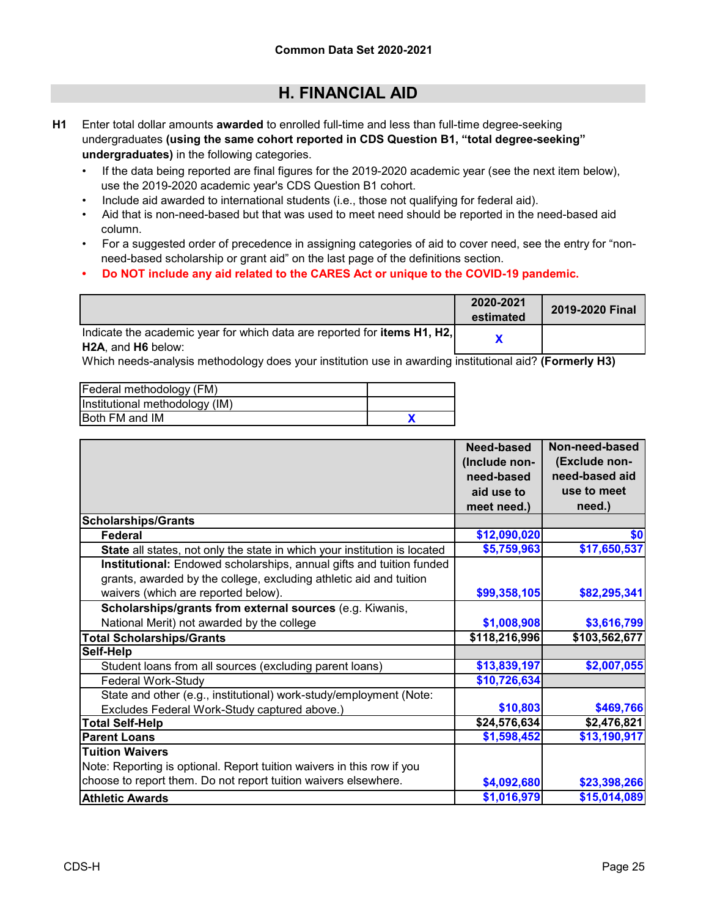## Common Data Set 2020-2021

# H. FINANCIAL AID

**H1** Enter total dollar amounts **awarded** to enrolled full-time and less than full-time degree-seeking undergraduates **(using the same cohort reported in CDS Question B1, "total degree-seeking" undergraduates)** in the following categories.

- If the data being reported are final figures for the 2019-2020 academic year (see the next item below), use the 2019-2020 academic year's CDS Question B1 cohort.
- Include aid awarded to international students (i.e., those not qualifying for federal aid).
- Aid that is non-need-based but that was used to meet need should be reported in the need-based aid column.
- For a suggested order of precedence in assigning categories of aid to cover need, see the entry for "non-need-based scholarship or grant aid" on the last page of the definitions section.
- **Do NOT include any aid related to the CARES Act or unique to the COVID-19 pandemic.**

| | 2020-2021 estimated | 2019-2020 Final |
|---|---|---|
| Indicate the academic year for which data are reported for **items H1, H2, H2A**, and **H6** below: | X | |

Which needs-analysis methodology does your institution use in awarding institutional aid? **(Formerly H3)**

| | |
|---|---|
| Federal methodology (FM) | |
| Institutional methodology (IM) | |
| Both FM and IM | X |

| | Need-based (Include non-need-based aid use to meet need.) | Non-need-based (Exclude non-need-based aid use to meet need.) |
|---|---|---|
| **Scholarships/Grants** | | |
| **Federal** | $12,090,020 | $0 |
| **State** all states, not only the state in which your institution is located | $5,759,963 | $17,650,537 |
| **Institutional:** Endowed scholarships, annual gifts and tuition funded grants, awarded by the college, excluding athletic aid and tuition waivers (which are reported below). | $99,358,105 | $82,295,341 |
| **Scholarships/grants from external sources** (e.g. Kiwanis, National Merit) not awarded by the college | $1,008,908 | $3,616,799 |
| **Total Scholarships/Grants** | $118,216,996 | $103,562,677 |
| **Self-Help** | | |
| Student loans from all sources (excluding parent loans) | $13,839,197 | $2,007,055 |
| Federal Work-Study | $10,726,634 | |
| State and other (e.g., institutional) work-study/employment (Note: Excludes Federal Work-Study captured above.) | $10,803 | $469,766 |
| **Total Self-Help** | $24,576,634 | $2,476,821 |
| **Parent Loans** | $1,598,452 | $13,190,917 |
| **Tuition Waivers** Note: Reporting is optional. Report tuition waivers in this row if you choose to report them. Do not report tuition waivers elsewhere. | $4,092,680 | $23,398,266 |
| **Athletic Awards** | $1,016,979 | $15,014,089 |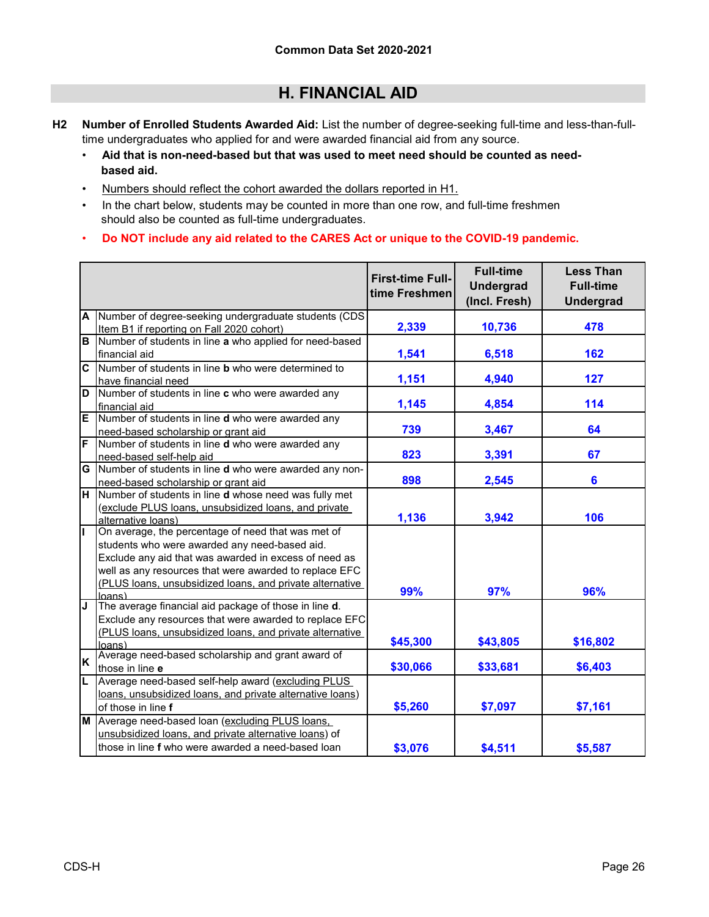Common Data Set 2020-2021

## H. FINANCIAL AID

**H2 Number of Enrolled Students Awarded Aid:** List the number of degree-seeking full-time and less-than-full-time undergraduates who applied for and were awarded financial aid from any source.

- **Aid that is non-need-based but that was used to meet need should be counted as need-based aid.**
- Numbers should reflect the cohort awarded the dollars reported in H1.
- In the chart below, students may be counted in more than one row, and full-time freshmen should also be counted as full-time undergraduates.
- **Do NOT include any aid related to the CARES Act or unique to the COVID-19 pandemic.**

| | | First-time Full-time Freshmen | Full-time Undergrad (Incl. Fresh) | Less Than Full-time Undergrad |
|---|---|---|---|---|
| A | Number of degree-seeking undergraduate students (CDS Item B1 if reporting on Fall 2020 cohort) | 2,339 | 10,736 | 478 |
| B | Number of students in line **a** who applied for need-based financial aid | 1,541 | 6,518 | 162 |
| C | Number of students in line **b** who were determined to have financial need | 1,151 | 4,940 | 127 |
| D | Number of students in line **c** who were awarded any financial aid | 1,145 | 4,854 | 114 |
| E | Number of students in line **d** who were awarded any need-based scholarship or grant aid | 739 | 3,467 | 64 |
| F | Number of students in line **d** who were awarded any need-based self-help aid | 823 | 3,391 | 67 |
| G | Number of students in line **d** who were awarded any non-need-based scholarship or grant aid | 898 | 2,545 | 6 |
| H | Number of students in line **d** whose need was fully met (exclude PLUS loans, unsubsidized loans, and private alternative loans) | 1,136 | 3,942 | 106 |
| I | On average, the percentage of need that was met of students who were awarded any need-based aid. Exclude any aid that was awarded in excess of need as well as any resources that were awarded to replace EFC (PLUS loans, unsubsidized loans, and private alternative loans) | 99% | 97% | 96% |
| J | The average financial aid package of those in line **d**. Exclude any resources that were awarded to replace EFC (PLUS loans, unsubsidized loans, and private alternative loans) | $45,300 | $43,805 | $16,802 |
| K | Average need-based scholarship and grant award of those in line **e** | $30,066 | $33,681 | $6,403 |
| L | Average need-based self-help award (excluding PLUS loans, unsubsidized loans, and private alternative loans) of those in line **f** | $5,260 | $7,097 | $7,161 |
| M | Average need-based loan (excluding PLUS loans, unsubsidized loans, and private alternative loans) of those in line **f** who were awarded a need-based loan | $3,076 | $4,511 | $5,587 |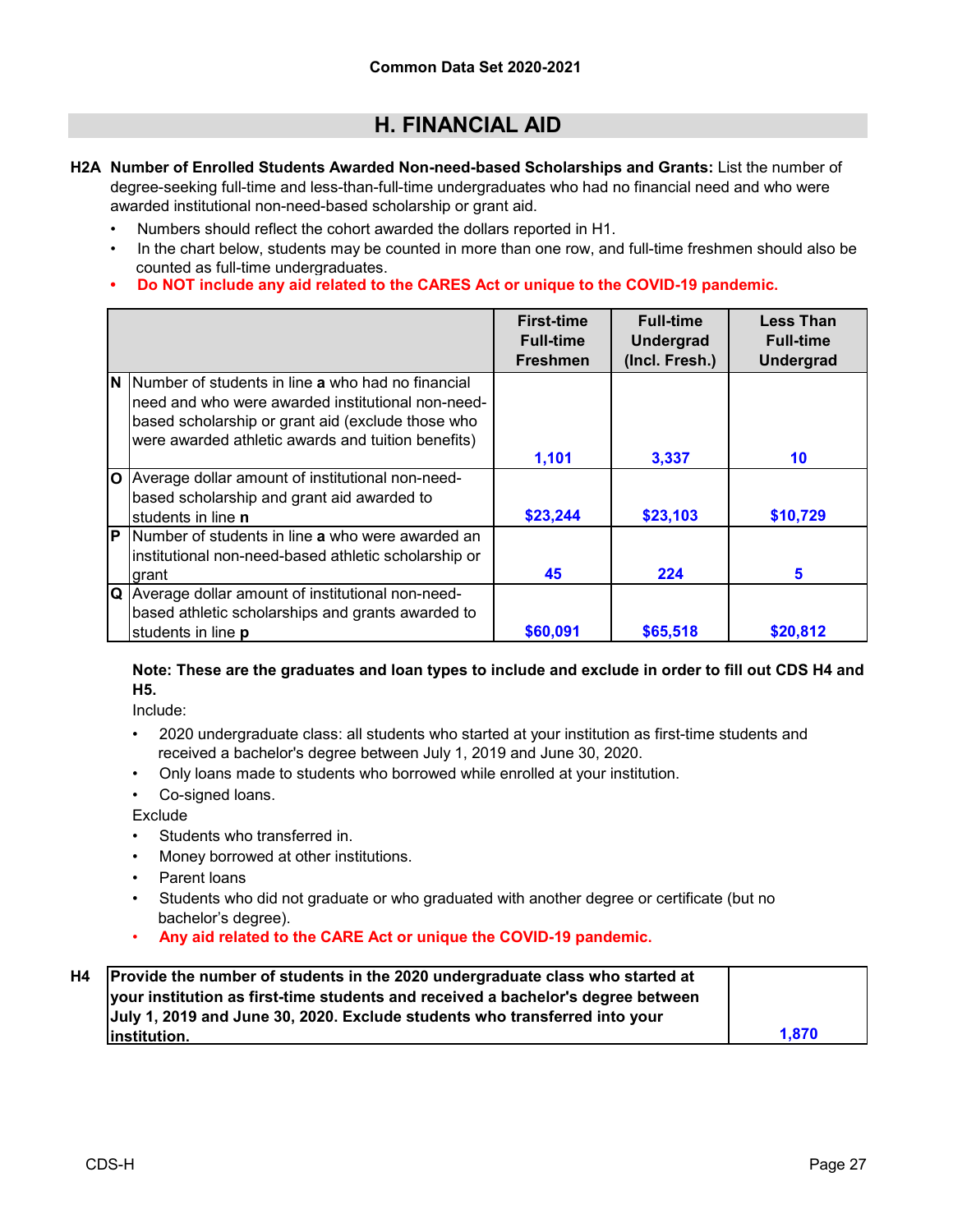Common Data Set 2020-2021

# H. FINANCIAL AID

**H2A Number of Enrolled Students Awarded Non-need-based Scholarships and Grants:** List the number of degree-seeking full-time and less-than-full-time undergraduates who had no financial need and who were awarded institutional non-need-based scholarship or grant aid.

- Numbers should reflect the cohort awarded the dollars reported in H1.
- In the chart below, students may be counted in more than one row, and full-time freshmen should also be counted as full-time undergraduates.
- **Do NOT include any aid related to the CARES Act or unique to the COVID-19 pandemic.**

| | | First-time Full-time Freshmen | Full-time Undergrad (Incl. Fresh.) | Less Than Full-time Undergrad |
|---|---|---|---|---|
| N | Number of students in line **a** who had no financial need and who were awarded institutional non-need-based scholarship or grant aid (exclude those who were awarded athletic awards and tuition benefits) | 1,101 | 3,337 | 10 |
| O | Average dollar amount of institutional non-need-based scholarship and grant aid awarded to students in line **n** | $23,244 | $23,103 | $10,729 |
| P | Number of students in line **a** who were awarded an institutional non-need-based athletic scholarship or grant | 45 | 224 | 5 |
| Q | Average dollar amount of institutional non-need-based athletic scholarships and grants awarded to students in line **p** | $60,091 | $65,518 | $20,812 |

**Note: These are the graduates and loan types to include and exclude in order to fill out CDS H4 and H5.**

Include:

- 2020 undergraduate class: all students who started at your institution as first-time students and received a bachelor's degree between July 1, 2019 and June 30, 2020.
- Only loans made to students who borrowed while enrolled at your institution.
- Co-signed loans.

Exclude

- Students who transferred in.
- Money borrowed at other institutions.
- Parent loans
- Students who did not graduate or who graduated with another degree or certificate (but no bachelor's degree).
- **Any aid related to the CARE Act or unique the COVID-19 pandemic.**

| H4 | | |
|---|---|---|
| H4 | **Provide the number of students in the 2020 undergraduate class who started at your institution as first-time students and received a bachelor's degree between July 1, 2019 and June 30, 2020. Exclude students who transferred into your institution.** | 1,870 |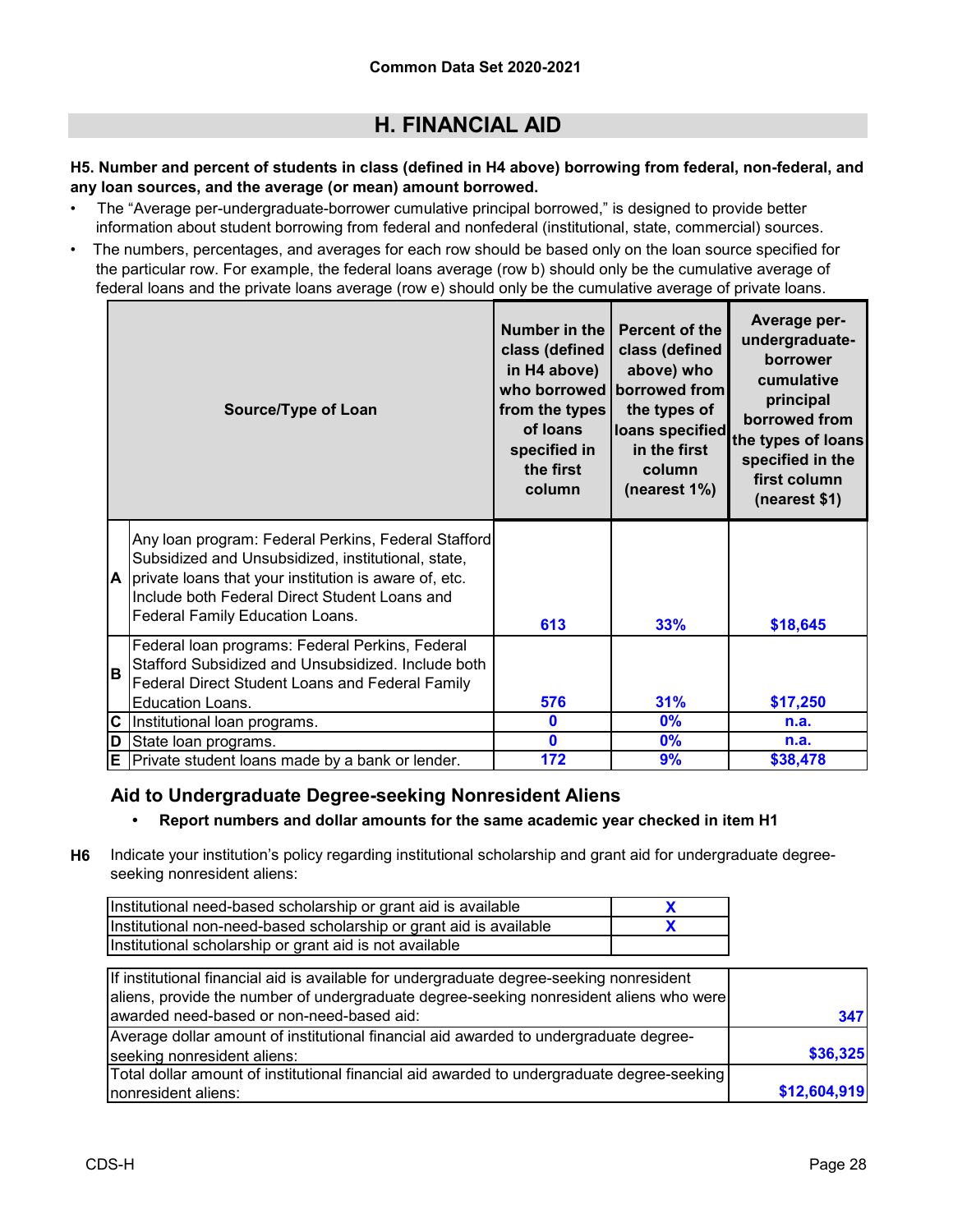# H. FINANCIAL AID

**H5. Number and percent of students in class (defined in H4 above) borrowing from federal, non-federal, and any loan sources, and the average (or mean) amount borrowed.**

- The "Average per-undergraduate-borrower cumulative principal borrowed," is designed to provide better information about student borrowing from federal and nonfederal (institutional, state, commercial) sources.
- The numbers, percentages, and averages for each row should be based only on the loan source specified for the particular row. For example, the federal loans average (row b) should only be the cumulative average of federal loans and the private loans average (row e) should only be the cumulative average of private loans.

| | Source/Type of Loan | Number in the class (defined in H4 above) who borrowed from the types of loans specified in the first column | Percent of the class (defined above) who borrowed from the types of loans specified in the first column (nearest 1%) | Average per-undergraduate-borrower cumulative principal borrowed from the types of loans specified in the first column (nearest $1) |
|---|---|---|---|---|
| A | Any loan program: Federal Perkins, Federal Stafford Subsidized and Unsubsidized, institutional, state, private loans that your institution is aware of, etc. Include both Federal Direct Student Loans and Federal Family Education Loans. | 613 | 33% | $18,645 |
| B | Federal loan programs: Federal Perkins, Federal Stafford Subsidized and Unsubsidized. Include both Federal Direct Student Loans and Federal Family Education Loans. | 576 | 31% | $17,250 |
| C | Institutional loan programs. | 0 | 0% | n.a. |
| D | State loan programs. | 0 | 0% | n.a. |
| E | Private student loans made by a bank or lender. | 172 | 9% | $38,478 |

## Aid to Undergraduate Degree-seeking Nonresident Aliens

- **Report numbers and dollar amounts for the same academic year checked in item H1**

**H6** Indicate your institution's policy regarding institutional scholarship and grant aid for undergraduate degree-seeking nonresident aliens:

| | |
|---|---|
| Institutional need-based scholarship or grant aid is available | X |
| Institutional non-need-based scholarship or grant aid is available | X |
| Institutional scholarship or grant aid is not available | |

| | |
|---|---|
| If institutional financial aid is available for undergraduate degree-seeking nonresident aliens, provide the number of undergraduate degree-seeking nonresident aliens who were awarded need-based or non-need-based aid: | 347 |
| Average dollar amount of institutional financial aid awarded to undergraduate degree-seeking nonresident aliens: | $36,325 |
| Total dollar amount of institutional financial aid awarded to undergraduate degree-seeking nonresident aliens: | $12,604,919 |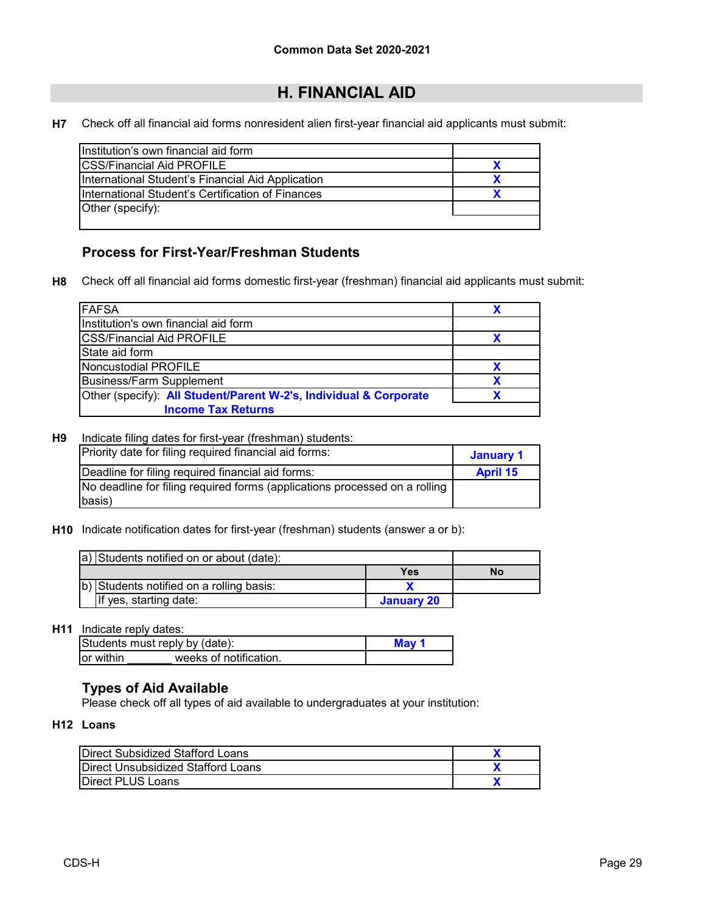Common Data Set 2020-2021

# H. FINANCIAL AID

**H7** Check off all financial aid forms nonresident alien first-year financial aid applicants must submit:

| | |
|---|---|
| Institution's own financial aid form | |
| CSS/Financial Aid PROFILE | X |
| International Student's Financial Aid Application | X |
| International Student's Certification of Finances | X |
| Other (specify): | |

## Process for First-Year/Freshman Students

**H8** Check off all financial aid forms domestic first-year (freshman) financial aid applicants must submit:

| | |
|---|---|
| FAFSA | X |
| Institution's own financial aid form | |
| CSS/Financial Aid PROFILE | X |
| State aid form | |
| Noncustodial PROFILE | X |
| Business/Farm Supplement | X |
| Other (specify): **All Student/Parent W-2's, Individual & Corporate Income Tax Returns** | X |

**H9** Indicate filing dates for first-year (freshman) students:

| | |
|---|---|
| Priority date for filing required financial aid forms: | January 1 |
| Deadline for filing required financial aid forms: | April 15 |
| No deadline for filing required forms (applications processed on a rolling basis) | |

**H10** Indicate notification dates for first-year (freshman) students (answer a or b):

| | | |
|---|---|---|
| a) Students notified on or about (date): | | |
| | Yes | No |
| b) Students notified on a rolling basis: | X | |
| If yes, starting date: | January 20 | |

**H11** Indicate reply dates:

| | |
|---|---|
| Students must reply by (date): | May 1 |
| or within _______ weeks of notification. | |

## Types of Aid Available

Please check off all types of aid available to undergraduates at your institution:

**H12 Loans**

| | |
|---|---|
| Direct Subsidized Stafford Loans | X |
| Direct Unsubsidized Stafford Loans | X |
| Direct PLUS Loans | X |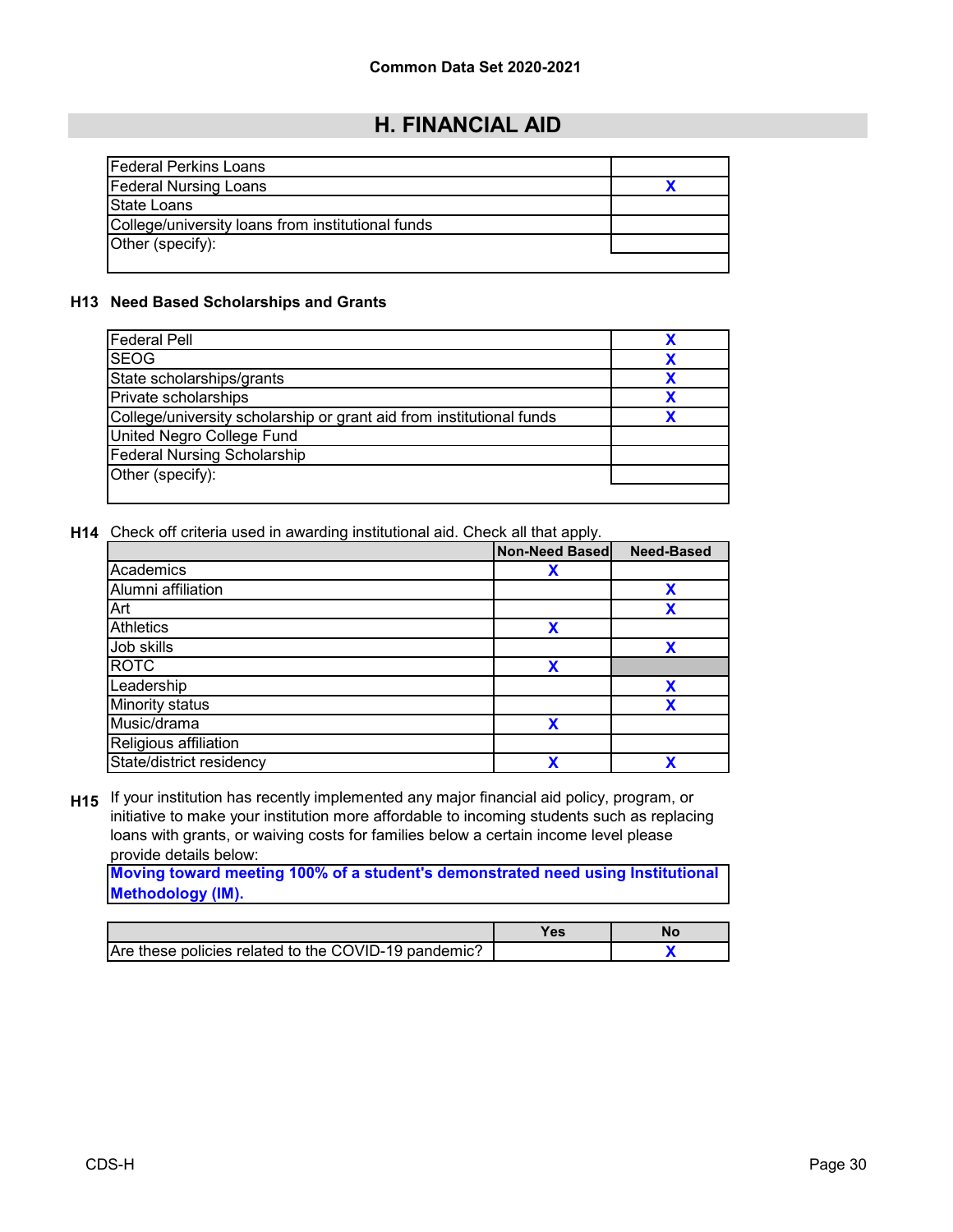## H. FINANCIAL AID

| | |
|---|---|
| Federal Perkins Loans | |
| Federal Nursing Loans | X |
| State Loans | |
| College/university loans from institutional funds | |
| Other (specify): | |

**H13 Need Based Scholarships and Grants**

| | |
|---|---|
| Federal Pell | X |
| SEOG | X |
| State scholarships/grants | X |
| Private scholarships | X |
| College/university scholarship or grant aid from institutional funds | X |
| United Negro College Fund | |
| Federal Nursing Scholarship | |
| Other (specify): | |

**H14** Check off criteria used in awarding institutional aid. Check all that apply.

| | Non-Need Based | Need-Based |
|---|---|---|
| Academics | X | |
| Alumni affiliation | | X |
| Art | | X |
| Athletics | X | |
| Job skills | | X |
| ROTC | X | |
| Leadership | | X |
| Minority status | | X |
| Music/drama | X | |
| Religious affiliation | | |
| State/district residency | X | X |

**H15** If your institution has recently implemented any major financial aid policy, program, or initiative to make your institution more affordable to incoming students such as replacing loans with grants, or waiving costs for families below a certain income level please provide details below:

**Moving toward meeting 100% of a student's demonstrated need using Institutional Methodology (IM).**

| | Yes | No |
|---|---|---|
| Are these policies related to the COVID-19 pandemic? | | X |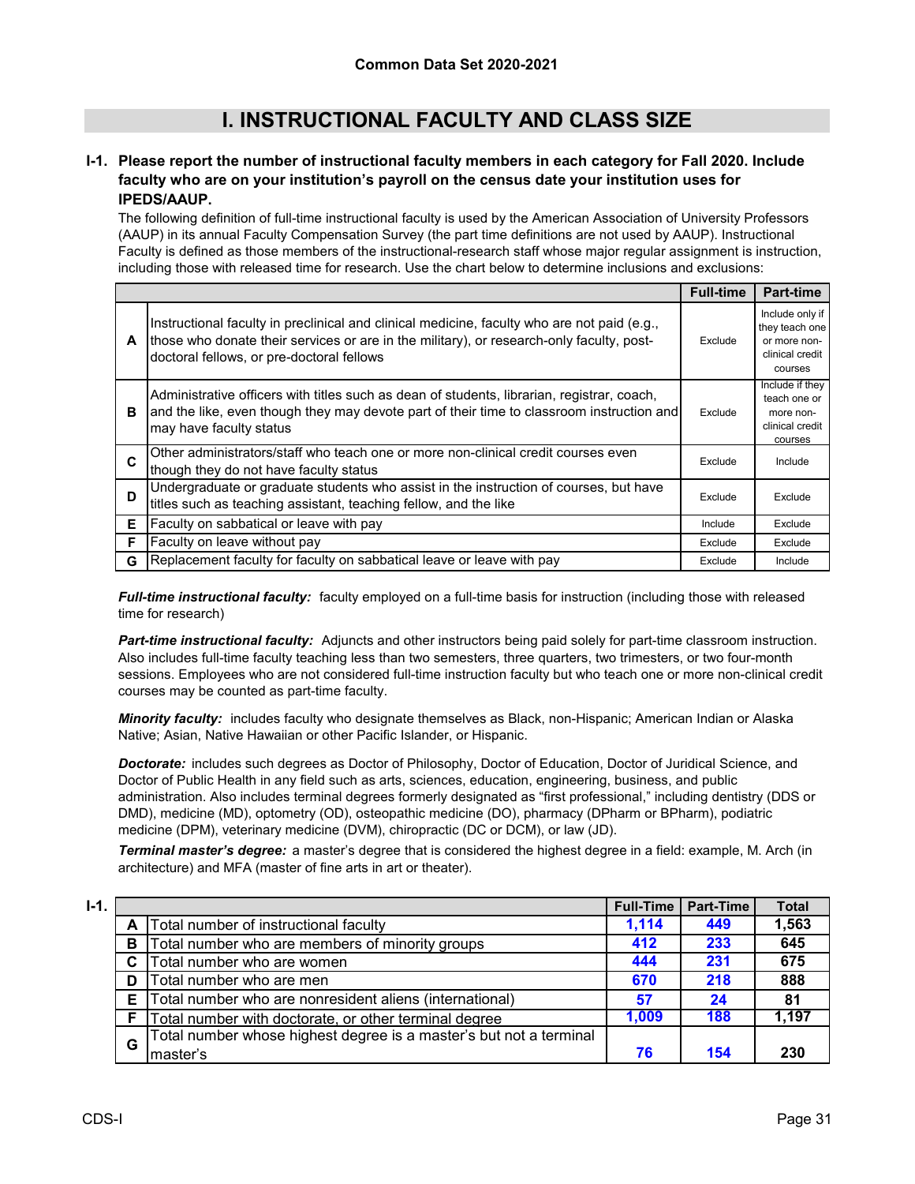Common Data Set 2020-2021

# I. INSTRUCTIONAL FACULTY AND CLASS SIZE

**I-1. Please report the number of instructional faculty members in each category for Fall 2020. Include faculty who are on your institution's payroll on the census date your institution uses for IPEDS/AAUP.**

The following definition of full-time instructional faculty is used by the American Association of University Professors (AAUP) in its annual Faculty Compensation Survey (the part time definitions are not used by AAUP). Instructional Faculty is defined as those members of the instructional-research staff whose major regular assignment is instruction, including those with released time for research. Use the chart below to determine inclusions and exclusions:

| | | Full-time | Part-time |
|---|---|---|---|
| A | Instructional faculty in preclinical and clinical medicine, faculty who are not paid (e.g., those who donate their services or are in the military), or research-only faculty, post-doctoral fellows, or pre-doctoral fellows | Exclude | Include only if they teach one or more non-clinical credit courses |
| B | Administrative officers with titles such as dean of students, librarian, registrar, coach, and the like, even though they may devote part of their time to classroom instruction and may have faculty status | Exclude | Include if they teach one or more non-clinical credit courses |
| C | Other administrators/staff who teach one or more non-clinical credit courses even though they do not have faculty status | Exclude | Include |
| D | Undergraduate or graduate students who assist in the instruction of courses, but have titles such as teaching assistant, teaching fellow, and the like | Exclude | Exclude |
| E | Faculty on sabbatical or leave with pay | Include | Exclude |
| F | Faculty on leave without pay | Exclude | Exclude |
| G | Replacement faculty for faculty on sabbatical leave or leave with pay | Exclude | Include |

***Full-time instructional faculty:*** faculty employed on a full-time basis for instruction (including those with released time for research)

***Part-time instructional faculty:*** Adjuncts and other instructors being paid solely for part-time classroom instruction. Also includes full-time faculty teaching less than two semesters, three quarters, two trimesters, or two four-month sessions. Employees who are not considered full-time instruction faculty but who teach one or more non-clinical credit courses may be counted as part-time faculty.

***Minority faculty:*** includes faculty who designate themselves as Black, non-Hispanic; American Indian or Alaska Native; Asian, Native Hawaiian or other Pacific Islander, or Hispanic.

***Doctorate:*** includes such degrees as Doctor of Philosophy, Doctor of Education, Doctor of Juridical Science, and Doctor of Public Health in any field such as arts, sciences, education, engineering, business, and public administration. Also includes terminal degrees formerly designated as "first professional," including dentistry (DDS or DMD), medicine (MD), optometry (OD), osteopathic medicine (DO), pharmacy (DPharm or BPharm), podiatric medicine (DPM), veterinary medicine (DVM), chiropractic (DC or DCM), or law (JD).

***Terminal master's degree:*** a master's degree that is considered the highest degree in a field: example, M. Arch (in architecture) and MFA (master of fine arts in art or theater).

**I-1.**

| | | Full-Time | Part-Time | Total |
|---|---|---|---|---|
| A | Total number of instructional faculty | 1,114 | 449 | 1,563 |
| B | Total number who are members of minority groups | 412 | 233 | 645 |
| C | Total number who are women | 444 | 231 | 675 |
| D | Total number who are men | 670 | 218 | 888 |
| E | Total number who are nonresident aliens (international) | 57 | 24 | 81 |
| F | Total number with doctorate, or other terminal degree | 1,009 | 188 | 1,197 |
| G | Total number whose highest degree is a master's but not a terminal master's | 76 | 154 | 230 |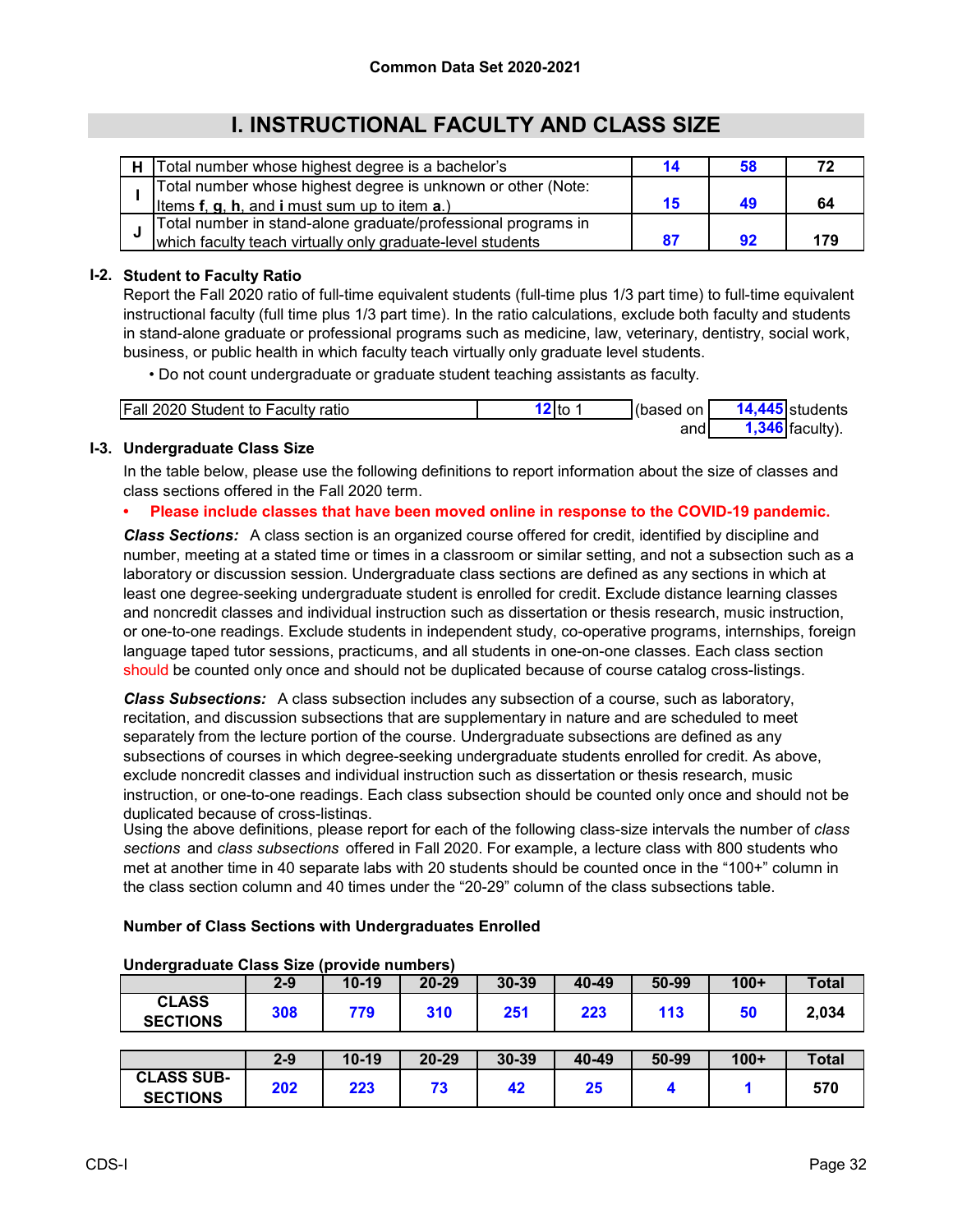# I. INSTRUCTIONAL FACULTY AND CLASS SIZE

| | | | | |
|---|---|---|---|---|
| **H** | Total number whose highest degree is a bachelor's | 14 | 58 | 72 |
| **I** | Total number whose highest degree is unknown or other (Note: Items **f**, **g**, **h**, and **i** must sum up to item **a**.) | 15 | 49 | 64 |
| **J** | Total number in stand-alone graduate/professional programs in which faculty teach virtually only graduate-level students | 87 | 92 | 179 |

### I-2. Student to Faculty Ratio

Report the Fall 2020 ratio of full-time equivalent students (full-time plus 1/3 part time) to full-time equivalent instructional faculty (full time plus 1/3 part time). In the ratio calculations, exclude both faculty and students in stand-alone graduate or professional programs such as medicine, law, veterinary, dentistry, social work, business, or public health in which faculty teach virtually only graduate level students.

- Do not count undergraduate or graduate student teaching assistants as faculty.

| | | | | |
|---|---|---|---|---|
| Fall 2020 Student to Faculty ratio | 12 to 1 | (based on | 14,445 | students |
| | | and | 1,346 | faculty). |

### I-3. Undergraduate Class Size

In the table below, please use the following definitions to report information about the size of classes and class sections offered in the Fall 2020 term.

- **Please include classes that have been moved online in response to the COVID-19 pandemic.**

***Class Sections:*** A class section is an organized course offered for credit, identified by discipline and number, meeting at a stated time or times in a classroom or similar setting, and not a subsection such as a laboratory or discussion session. Undergraduate class sections are defined as any sections in which at least one degree-seeking undergraduate student is enrolled for credit. Exclude distance learning classes and noncredit classes and individual instruction such as dissertation or thesis research, music instruction, or one-to-one readings. Exclude students in independent study, co-operative programs, internships, foreign language taped tutor sessions, practicums, and all students in one-on-one classes. Each class section should be counted only once and should not be duplicated because of course catalog cross-listings.

***Class Subsections:*** A class subsection includes any subsection of a course, such as laboratory, recitation, and discussion subsections that are supplementary in nature and are scheduled to meet separately from the lecture portion of the course. Undergraduate subsections are defined as any subsections of courses in which degree-seeking undergraduate students enrolled for credit. As above, exclude noncredit classes and individual instruction such as dissertation or thesis research, music instruction, or one-to-one readings. Each class subsection should be counted only once and should not be duplicated because of cross-listings.

Using the above definitions, please report for each of the following class-size intervals the number of *class sections* and *class subsections* offered in Fall 2020. For example, a lecture class with 800 students who met at another time in 40 separate labs with 20 students should be counted once in the "100+" column in the class section column and 40 times under the "20-29" column of the class subsections table.

**Number of Class Sections with Undergraduates Enrolled**

**Undergraduate Class Size (provide numbers)**

| | 2-9 | 10-19 | 20-29 | 30-39 | 40-49 | 50-99 | 100+ | Total |
|---|---|---|---|---|---|---|---|---|
| **CLASS SECTIONS** | 308 | 779 | 310 | 251 | 223 | 113 | 50 | 2,034 |

| | 2-9 | 10-19 | 20-29 | 30-39 | 40-49 | 50-99 | 100+ | Total |
|---|---|---|---|---|---|---|---|---|
| **CLASS SUB-SECTIONS** | 202 | 223 | 73 | 42 | 25 | 4 | 1 | 570 |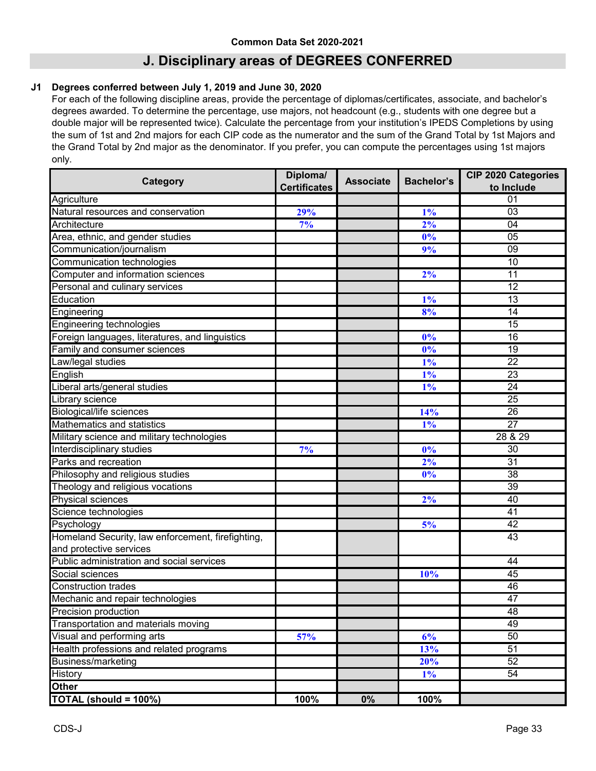Common Data Set 2020-2021

# J. Disciplinary areas of DEGREES CONFERRED

**J1 Degrees conferred between July 1, 2019 and June 30, 2020**

For each of the following discipline areas, provide the percentage of diplomas/certificates, associate, and bachelor's degrees awarded. To determine the percentage, use majors, not headcount (e.g., students with one degree but a double major will be represented twice). Calculate the percentage from your institution's IPEDS Completions by using the sum of 1st and 2nd majors for each CIP code as the numerator and the sum of the Grand Total by 1st Majors and the Grand Total by 2nd major as the denominator. If you prefer, you can compute the percentages using 1st majors only.

| Category | Diploma/ Certificates | Associate | Bachelor's | CIP 2020 Categories to Include |
|---|---|---|---|---|
| Agriculture | | | | 01 |
| Natural resources and conservation | 29% | | 1% | 03 |
| Architecture | 7% | | 2% | 04 |
| Area, ethnic, and gender studies | | | 0% | 05 |
| Communication/journalism | | | 9% | 09 |
| Communication technologies | | | | 10 |
| Computer and information sciences | | | 2% | 11 |
| Personal and culinary services | | | | 12 |
| Education | | | 1% | 13 |
| Engineering | | | 8% | 14 |
| Engineering technologies | | | | 15 |
| Foreign languages, literatures, and linguistics | | | 0% | 16 |
| Family and consumer sciences | | | 0% | 19 |
| Law/legal studies | | | 1% | 22 |
| English | | | 1% | 23 |
| Liberal arts/general studies | | | 1% | 24 |
| Library science | | | | 25 |
| Biological/life sciences | | | 14% | 26 |
| Mathematics and statistics | | | 1% | 27 |
| Military science and military technologies | | | | 28 & 29 |
| Interdisciplinary studies | 7% | | 0% | 30 |
| Parks and recreation | | | 2% | 31 |
| Philosophy and religious studies | | | 0% | 38 |
| Theology and religious vocations | | | | 39 |
| Physical sciences | | | 2% | 40 |
| Science technologies | | | | 41 |
| Psychology | | | 5% | 42 |
| Homeland Security, law enforcement, firefighting, and protective services | | | | 43 |
| Public administration and social services | | | | 44 |
| Social sciences | | | 10% | 45 |
| Construction trades | | | | 46 |
| Mechanic and repair technologies | | | | 47 |
| Precision production | | | | 48 |
| Transportation and materials moving | | | | 49 |
| Visual and performing arts | 57% | | 6% | 50 |
| Health professions and related programs | | | 13% | 51 |
| Business/marketing | | | 20% | 52 |
| History | | | 1% | 54 |
| **Other** | | | | |
| **TOTAL (should = 100%)** | **100%** | **0%** | **100%** | |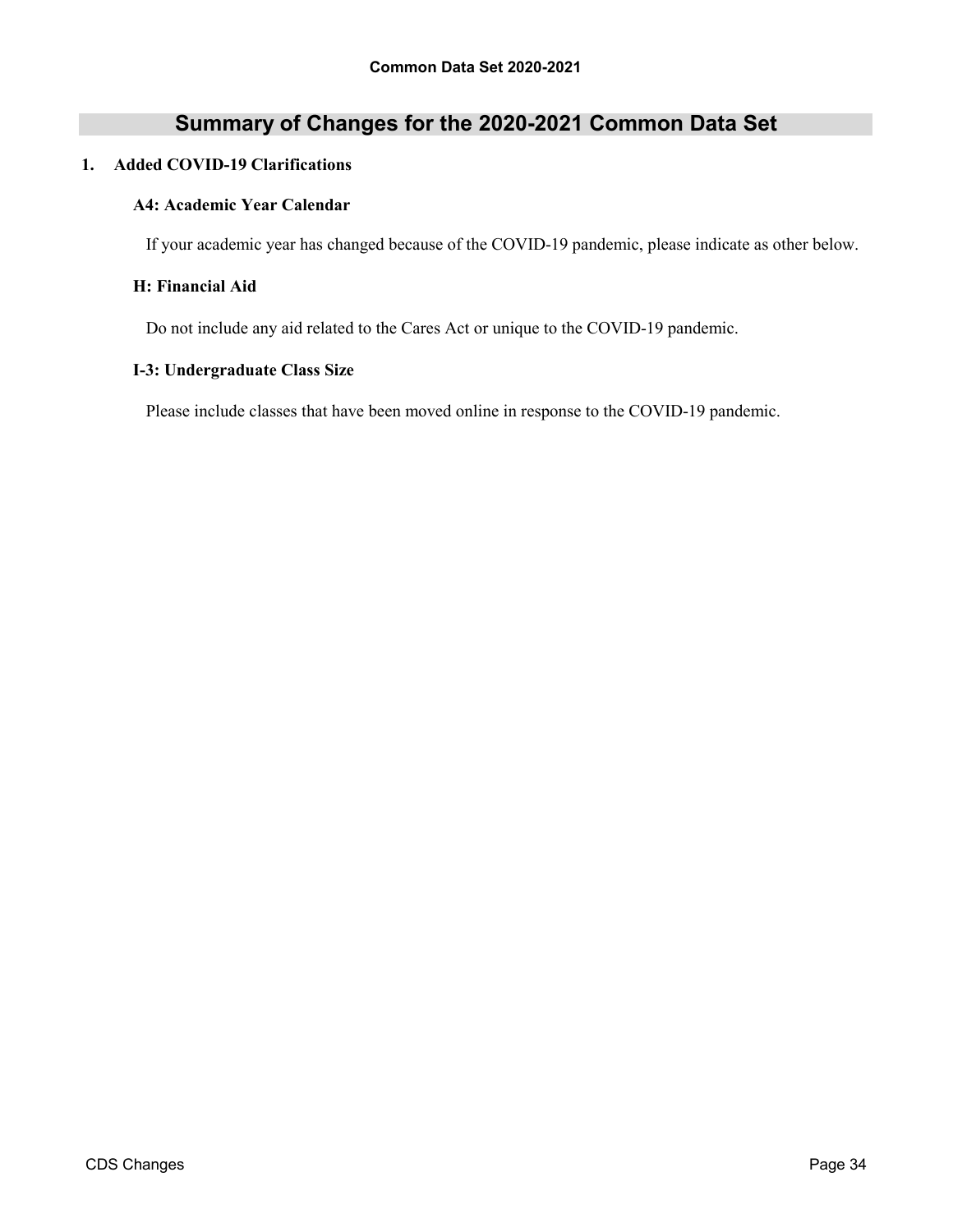## Summary of Changes for the 2020-2021 Common Data Set

**1. Added COVID-19 Clarifications**

**A4: Academic Year Calendar**

If your academic year has changed because of the COVID-19 pandemic, please indicate as other below.

**H: Financial Aid**

Do not include any aid related to the Cares Act or unique to the COVID-19 pandemic.

**I-3: Undergraduate Class Size**

Please include classes that have been moved online in response to the COVID-19 pandemic.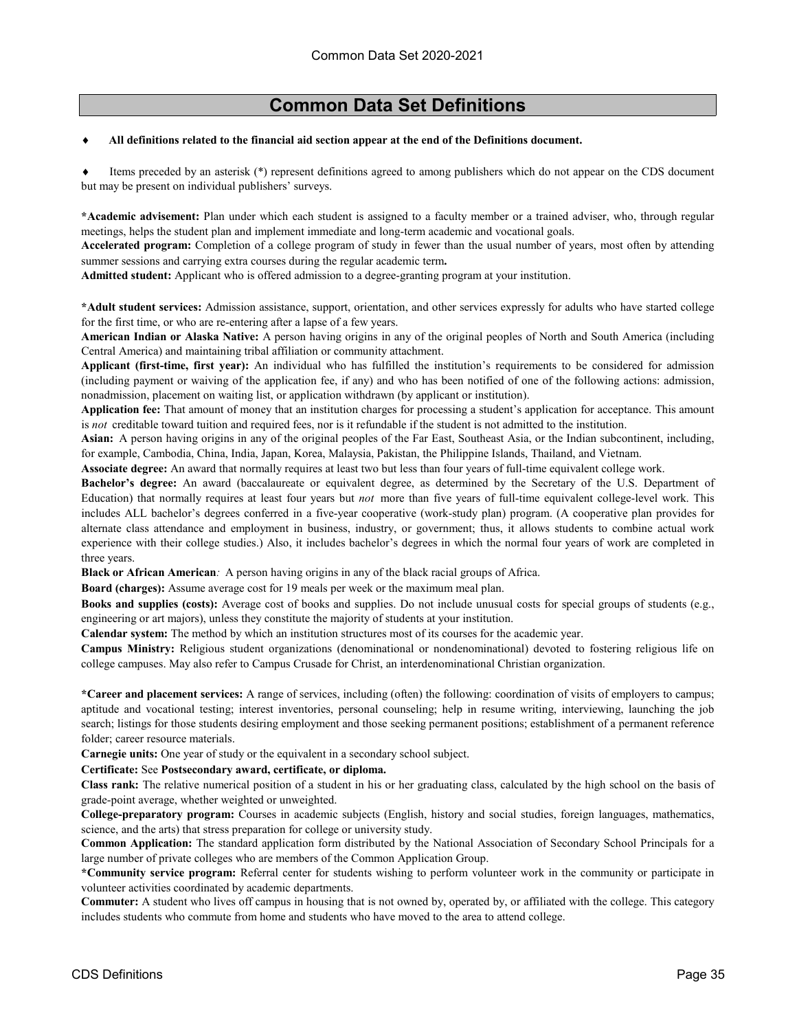# Common Data Set Definitions

- **All definitions related to the financial aid section appear at the end of the Definitions document.**

- Items preceded by an asterisk (*) represent definitions agreed to among publishers which do not appear on the CDS document but may be present on individual publishers' surveys.

**\*Academic advisement:** Plan under which each student is assigned to a faculty member or a trained adviser, who, through regular meetings, helps the student plan and implement immediate and long-term academic and vocational goals.

**Accelerated program:** Completion of a college program of study in fewer than the usual number of years, most often by attending summer sessions and carrying extra courses during the regular academic term**.**

**Admitted student:** Applicant who is offered admission to a degree-granting program at your institution.

**\*Adult student services:** Admission assistance, support, orientation, and other services expressly for adults who have started college for the first time, or who are re-entering after a lapse of a few years.

**American Indian or Alaska Native:** A person having origins in any of the original peoples of North and South America (including Central America) and maintaining tribal affiliation or community attachment.

**Applicant (first-time, first year):** An individual who has fulfilled the institution's requirements to be considered for admission (including payment or waiving of the application fee, if any) and who has been notified of one of the following actions: admission, nonadmission, placement on waiting list, or application withdrawn (by applicant or institution).

**Application fee:** That amount of money that an institution charges for processing a student's application for acceptance. This amount is *not* creditable toward tuition and required fees, nor is it refundable if the student is not admitted to the institution.

**Asian:** A person having origins in any of the original peoples of the Far East, Southeast Asia, or the Indian subcontinent, including, for example, Cambodia, China, India, Japan, Korea, Malaysia, Pakistan, the Philippine Islands, Thailand, and Vietnam.

**Associate degree:** An award that normally requires at least two but less than four years of full-time equivalent college work.

**Bachelor's degree:** An award (baccalaureate or equivalent degree, as determined by the Secretary of the U.S. Department of Education) that normally requires at least four years but *not* more than five years of full-time equivalent college-level work. This includes ALL bachelor's degrees conferred in a five-year cooperative (work-study plan) program. (A cooperative plan provides for alternate class attendance and employment in business, industry, or government; thus, it allows students to combine actual work experience with their college studies.) Also, it includes bachelor's degrees in which the normal four years of work are completed in three years.

**Black or African American***:* A person having origins in any of the black racial groups of Africa.

**Board (charges):** Assume average cost for 19 meals per week or the maximum meal plan.

**Books and supplies (costs):** Average cost of books and supplies. Do not include unusual costs for special groups of students (e.g., engineering or art majors), unless they constitute the majority of students at your institution.

**Calendar system:** The method by which an institution structures most of its courses for the academic year.

**Campus Ministry:** Religious student organizations (denominational or nondenominational) devoted to fostering religious life on college campuses. May also refer to Campus Crusade for Christ, an interdenominational Christian organization.

**\*Career and placement services:** A range of services, including (often) the following: coordination of visits of employers to campus; aptitude and vocational testing; interest inventories, personal counseling; help in resume writing, interviewing, launching the job search; listings for those students desiring employment and those seeking permanent positions; establishment of a permanent reference folder; career resource materials.

**Carnegie units:** One year of study or the equivalent in a secondary school subject.

**Certificate:** See **Postsecondary award, certificate, or diploma.**

**Class rank:** The relative numerical position of a student in his or her graduating class, calculated by the high school on the basis of grade-point average, whether weighted or unweighted.

**College-preparatory program:** Courses in academic subjects (English, history and social studies, foreign languages, mathematics, science, and the arts) that stress preparation for college or university study.

**Common Application:** The standard application form distributed by the National Association of Secondary School Principals for a large number of private colleges who are members of the Common Application Group.

**\*Community service program:** Referral center for students wishing to perform volunteer work in the community or participate in volunteer activities coordinated by academic departments.

**Commuter:** A student who lives off campus in housing that is not owned by, operated by, or affiliated with the college. This category includes students who commute from home and students who have moved to the area to attend college.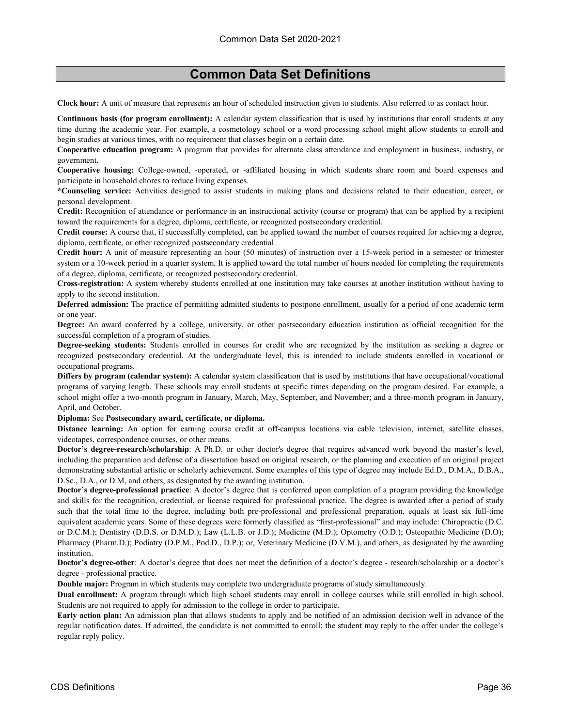# Common Data Set Definitions

**Clock hour:** A unit of measure that represents an hour of scheduled instruction given to students. Also referred to as contact hour.

**Continuous basis (for program enrollment):** A calendar system classification that is used by institutions that enroll students at any time during the academic year. For example, a cosmetology school or a word processing school might allow students to enroll and begin studies at various times, with no requirement that classes begin on a certain date.

**Cooperative education program:** A program that provides for alternate class attendance and employment in business, industry, or government.

**Cooperative housing:** College-owned, -operated, or -affiliated housing in which students share room and board expenses and participate in household chores to reduce living expenses.

***Counseling service:** Activities designed to assist students in making plans and decisions related to their education, career, or personal development.

**Credit:** Recognition of attendance or performance in an instructional activity (course or program) that can be applied by a recipient toward the requirements for a degree, diploma, certificate, or recognized postsecondary credential.

**Credit course:** A course that, if successfully completed, can be applied toward the number of courses required for achieving a degree, diploma, certificate, or other recognized postsecondary credential.

**Credit hour:** A unit of measure representing an hour (50 minutes) of instruction over a 15-week period in a semester or trimester system or a 10-week period in a quarter system. It is applied toward the total number of hours needed for completing the requirements of a degree, diploma, certificate, or recognized postsecondary credential.

**Cross-registration:** A system whereby students enrolled at one institution may take courses at another institution without having to apply to the second institution.

**Deferred admission:** The practice of permitting admitted students to postpone enrollment, usually for a period of one academic term or one year.

**Degree:** An award conferred by a college, university, or other postsecondary education institution as official recognition for the successful completion of a program of studies.

**Degree-seeking students:** Students enrolled in courses for credit who are recognized by the institution as seeking a degree or recognized postsecondary credential. At the undergraduate level, this is intended to include students enrolled in vocational or occupational programs.

**Differs by program (calendar system):** A calendar system classification that is used by institutions that have occupational/vocational programs of varying length. These schools may enroll students at specific times depending on the program desired. For example, a school might offer a two-month program in January, March, May, September, and November; and a three-month program in January, April, and October.

**Diploma:** See **Postsecondary award, certificate, or diploma.**

**Distance learning:** An option for earning course credit at off-campus locations via cable television, internet, satellite classes, videotapes, correspondence courses, or other means.

**Doctor's degree-research/scholarship**: A Ph.D. or other doctor's degree that requires advanced work beyond the master's level, including the preparation and defense of a dissertation based on original research, or the planning and execution of an original project demonstrating substantial artistic or scholarly achievement. Some examples of this type of degree may include Ed.D., D.M.A., D.B.A., D.Sc., D.A., or D.M, and others, as designated by the awarding institution.

**Doctor's degree-professional practice**: A doctor's degree that is conferred upon completion of a program providing the knowledge and skills for the recognition, credential, or license required for professional practice. The degree is awarded after a period of study such that the total time to the degree, including both pre-professional and professional preparation, equals at least six full-time equivalent academic years. Some of these degrees were formerly classified as "first-professional" and may include: Chiropractic (D.C. or D.C.M.); Dentistry (D.D.S. or D.M.D.); Law (L.L.B. or J.D.); Medicine (M.D.); Optometry (O.D.); Osteopathic Medicine (D.O); Pharmacy (Pharm.D.); Podiatry (D.P.M., Pod.D., D.P.); or, Veterinary Medicine (D.V.M.), and others, as designated by the awarding institution.

**Doctor's degree-other**: A doctor's degree that does not meet the definition of a doctor's degree - research/scholarship or a doctor's degree - professional practice.

**Double major:** Program in which students may complete two undergraduate programs of study simultaneously.

**Dual enrollment:** A program through which high school students may enroll in college courses while still enrolled in high school. Students are not required to apply for admission to the college in order to participate.

**Early action plan:** An admission plan that allows students to apply and be notified of an admission decision well in advance of the regular notification dates. If admitted, the candidate is not committed to enroll; the student may reply to the offer under the college's regular reply policy.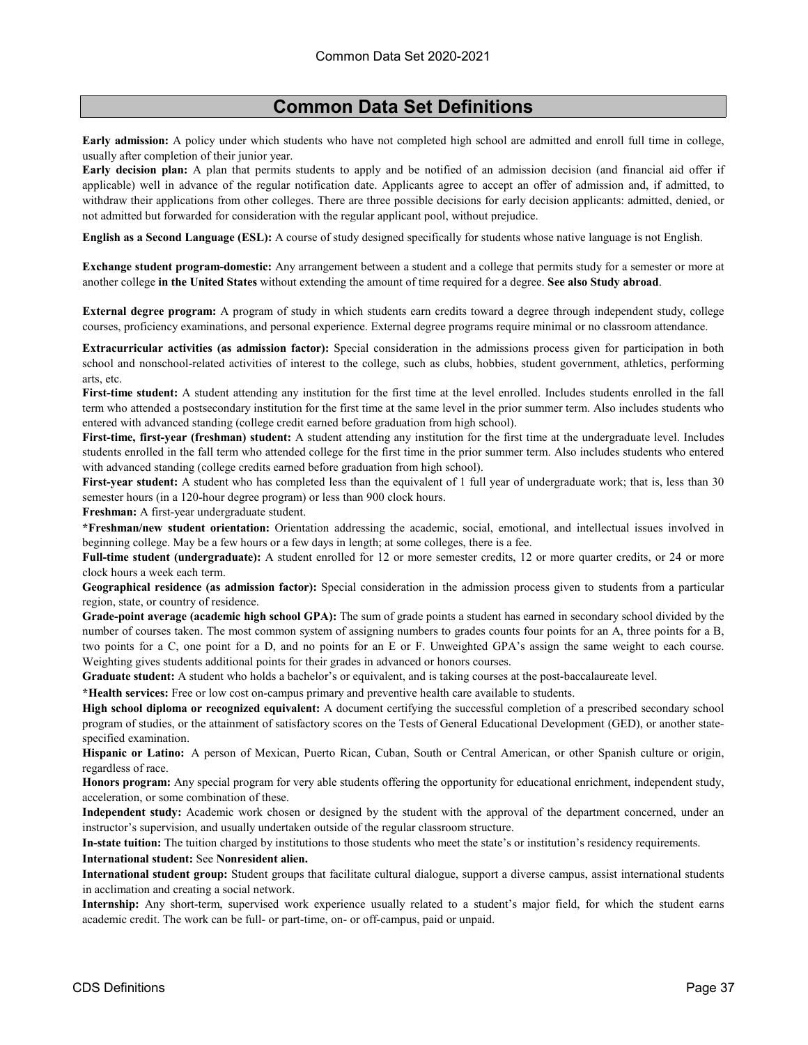## Common Data Set Definitions

**Early admission:** A policy under which students who have not completed high school are admitted and enroll full time in college, usually after completion of their junior year.

**Early decision plan:** A plan that permits students to apply and be notified of an admission decision (and financial aid offer if applicable) well in advance of the regular notification date. Applicants agree to accept an offer of admission and, if admitted, to withdraw their applications from other colleges. There are three possible decisions for early decision applicants: admitted, denied, or not admitted but forwarded for consideration with the regular applicant pool, without prejudice.

**English as a Second Language (ESL):** A course of study designed specifically for students whose native language is not English.

**Exchange student program-domestic:** Any arrangement between a student and a college that permits study for a semester or more at another college **in the United States** without extending the amount of time required for a degree. **See also Study abroad**.

**External degree program:** A program of study in which students earn credits toward a degree through independent study, college courses, proficiency examinations, and personal experience. External degree programs require minimal or no classroom attendance.

**Extracurricular activities (as admission factor):** Special consideration in the admissions process given for participation in both school and nonschool-related activities of interest to the college, such as clubs, hobbies, student government, athletics, performing arts, etc.

**First-time student:** A student attending any institution for the first time at the level enrolled. Includes students enrolled in the fall term who attended a postsecondary institution for the first time at the same level in the prior summer term. Also includes students who entered with advanced standing (college credit earned before graduation from high school).

**First-time, first-year (freshman) student:** A student attending any institution for the first time at the undergraduate level. Includes students enrolled in the fall term who attended college for the first time in the prior summer term. Also includes students who entered with advanced standing (college credits earned before graduation from high school).

**First-year student:** A student who has completed less than the equivalent of 1 full year of undergraduate work; that is, less than 30 semester hours (in a 120-hour degree program) or less than 900 clock hours.

**Freshman:** A first-year undergraduate student.

***Freshman/new student orientation:** Orientation addressing the academic, social, emotional, and intellectual issues involved in beginning college. May be a few hours or a few days in length; at some colleges, there is a fee.

**Full-time student (undergraduate):** A student enrolled for 12 or more semester credits, 12 or more quarter credits, or 24 or more clock hours a week each term.

**Geographical residence (as admission factor):** Special consideration in the admission process given to students from a particular region, state, or country of residence.

**Grade-point average (academic high school GPA):** The sum of grade points a student has earned in secondary school divided by the number of courses taken. The most common system of assigning numbers to grades counts four points for an A, three points for a B, two points for a C, one point for a D, and no points for an E or F. Unweighted GPA's assign the same weight to each course. Weighting gives students additional points for their grades in advanced or honors courses.

**Graduate student:** A student who holds a bachelor's or equivalent, and is taking courses at the post-baccalaureate level.

***Health services:** Free or low cost on-campus primary and preventive health care available to students.

**High school diploma or recognized equivalent:** A document certifying the successful completion of a prescribed secondary school program of studies, or the attainment of satisfactory scores on the Tests of General Educational Development (GED), or another state-specified examination.

**Hispanic or Latino:** A person of Mexican, Puerto Rican, Cuban, South or Central American, or other Spanish culture or origin, regardless of race.

**Honors program:** Any special program for very able students offering the opportunity for educational enrichment, independent study, acceleration, or some combination of these.

**Independent study:** Academic work chosen or designed by the student with the approval of the department concerned, under an instructor's supervision, and usually undertaken outside of the regular classroom structure.

**In-state tuition:** The tuition charged by institutions to those students who meet the state's or institution's residency requirements.

**International student:** See **Nonresident alien.**

**International student group:** Student groups that facilitate cultural dialogue, support a diverse campus, assist international students in acclimation and creating a social network.

**Internship:** Any short-term, supervised work experience usually related to a student's major field, for which the student earns academic credit. The work can be full- or part-time, on- or off-campus, paid or unpaid.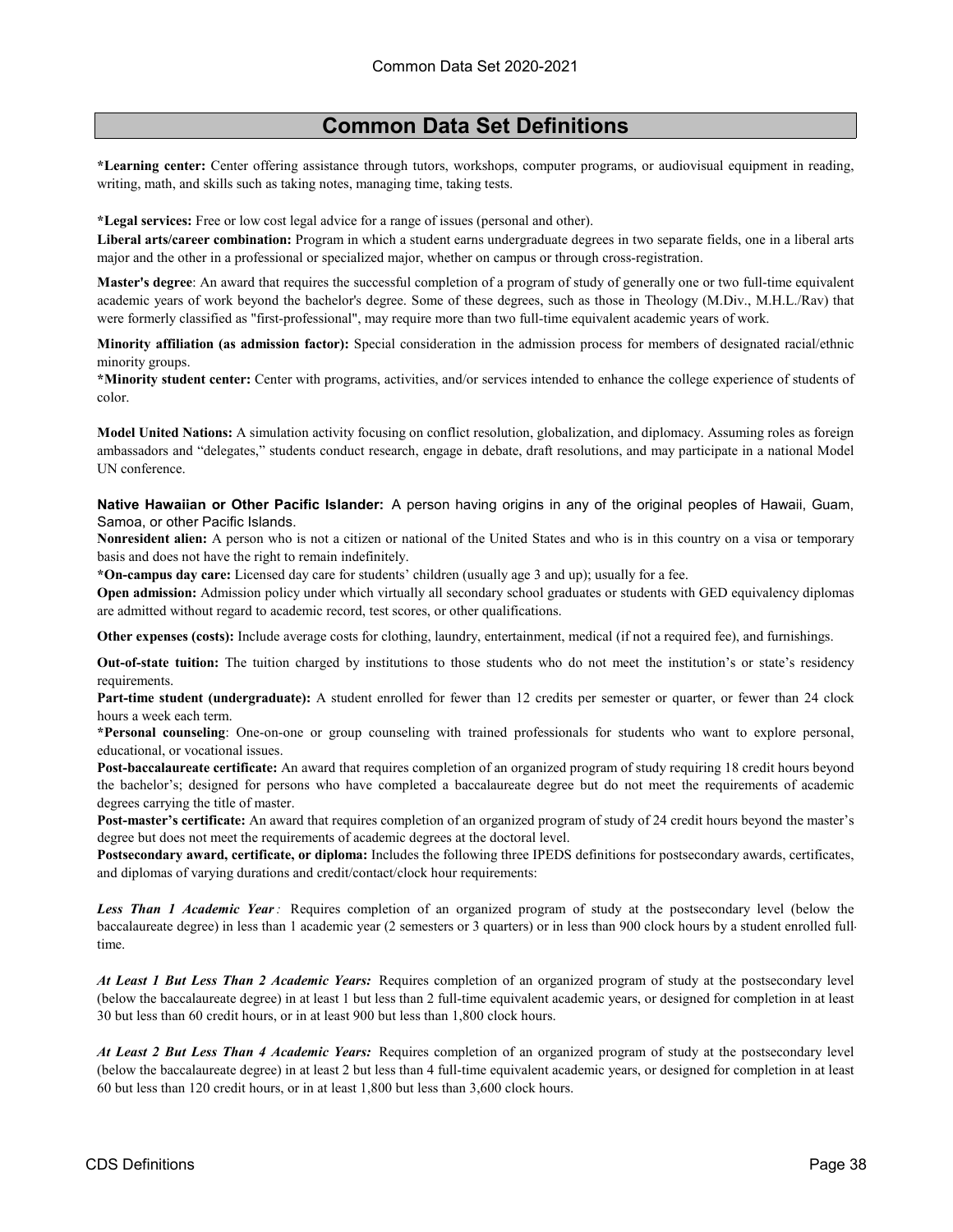## Common Data Set Definitions

***Learning center:** Center offering assistance through tutors, workshops, computer programs, or audiovisual equipment in reading, writing, math, and skills such as taking notes, managing time, taking tests.

***Legal services:** Free or low cost legal advice for a range of issues (personal and other).

**Liberal arts/career combination:** Program in which a student earns undergraduate degrees in two separate fields, one in a liberal arts major and the other in a professional or specialized major, whether on campus or through cross-registration.

**Master's degree**: An award that requires the successful completion of a program of study of generally one or two full-time equivalent academic years of work beyond the bachelor's degree. Some of these degrees, such as those in Theology (M.Div., M.H.L./Rav) that were formerly classified as "first-professional", may require more than two full-time equivalent academic years of work.

**Minority affiliation (as admission factor):** Special consideration in the admission process for members of designated racial/ethnic minority groups.

***Minority student center:** Center with programs, activities, and/or services intended to enhance the college experience of students of color.

**Model United Nations:** A simulation activity focusing on conflict resolution, globalization, and diplomacy. Assuming roles as foreign ambassadors and "delegates," students conduct research, engage in debate, draft resolutions, and may participate in a national Model UN conference.

**Native Hawaiian or Other Pacific Islander:** A person having origins in any of the original peoples of Hawaii, Guam, Samoa, or other Pacific Islands.

**Nonresident alien:** A person who is not a citizen or national of the United States and who is in this country on a visa or temporary basis and does not have the right to remain indefinitely.

***On-campus day care:** Licensed day care for students' children (usually age 3 and up); usually for a fee.

**Open admission:** Admission policy under which virtually all secondary school graduates or students with GED equivalency diplomas are admitted without regard to academic record, test scores, or other qualifications.

**Other expenses (costs):** Include average costs for clothing, laundry, entertainment, medical (if not a required fee), and furnishings.

**Out-of-state tuition:** The tuition charged by institutions to those students who do not meet the institution's or state's residency requirements.

**Part-time student (undergraduate):** A student enrolled for fewer than 12 credits per semester or quarter, or fewer than 24 clock hours a week each term.

***Personal counseling**: One-on-one or group counseling with trained professionals for students who want to explore personal, educational, or vocational issues.

**Post-baccalaureate certificate:** An award that requires completion of an organized program of study requiring 18 credit hours beyond the bachelor's; designed for persons who have completed a baccalaureate degree but do not meet the requirements of academic degrees carrying the title of master.

**Post-master's certificate:** An award that requires completion of an organized program of study of 24 credit hours beyond the master's degree but does not meet the requirements of academic degrees at the doctoral level.

**Postsecondary award, certificate, or diploma:** Includes the following three IPEDS definitions for postsecondary awards, certificates, and diplomas of varying durations and credit/contact/clock hour requirements:

***Less Than 1 Academic Year:*** Requires completion of an organized program of study at the postsecondary level (below the baccalaureate degree) in less than 1 academic year (2 semesters or 3 quarters) or in less than 900 clock hours by a student enrolled full-time.

***At Least 1 But Less Than 2 Academic Years:*** Requires completion of an organized program of study at the postsecondary level (below the baccalaureate degree) in at least 1 but less than 2 full-time equivalent academic years, or designed for completion in at least 30 but less than 60 credit hours, or in at least 900 but less than 1,800 clock hours.

***At Least 2 But Less Than 4 Academic Years:*** Requires completion of an organized program of study at the postsecondary level (below the baccalaureate degree) in at least 2 but less than 4 full-time equivalent academic years, or designed for completion in at least 60 but less than 120 credit hours, or in at least 1,800 but less than 3,600 clock hours.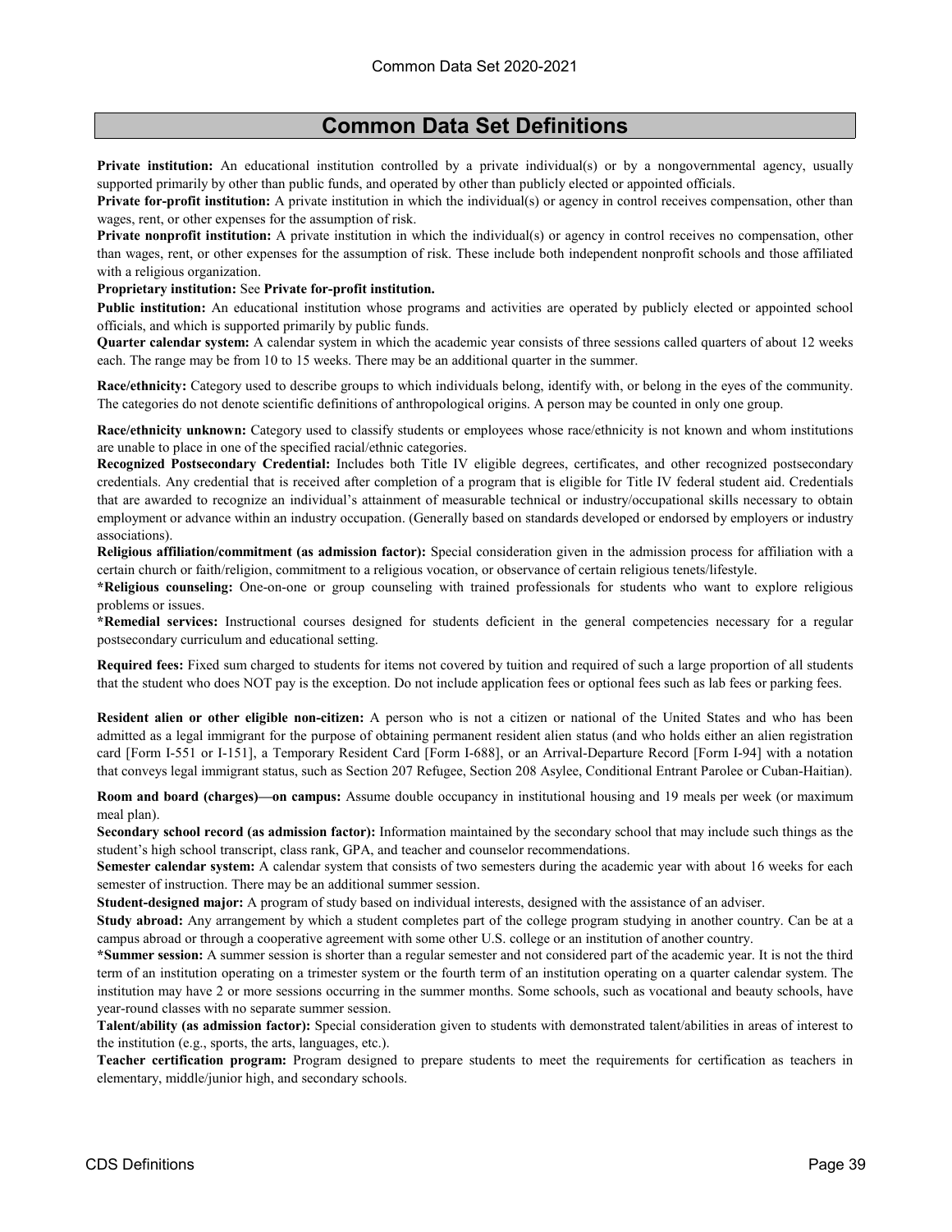# Common Data Set Definitions

**Private institution:** An educational institution controlled by a private individual(s) or by a nongovernmental agency, usually supported primarily by other than public funds, and operated by other than publicly elected or appointed officials.

**Private for-profit institution:** A private institution in which the individual(s) or agency in control receives compensation, other than wages, rent, or other expenses for the assumption of risk.

**Private nonprofit institution:** A private institution in which the individual(s) or agency in control receives no compensation, other than wages, rent, or other expenses for the assumption of risk. These include both independent nonprofit schools and those affiliated with a religious organization.

**Proprietary institution:** See **Private for-profit institution.**

**Public institution:** An educational institution whose programs and activities are operated by publicly elected or appointed school officials, and which is supported primarily by public funds.

**Quarter calendar system:** A calendar system in which the academic year consists of three sessions called quarters of about 12 weeks each. The range may be from 10 to 15 weeks. There may be an additional quarter in the summer.

**Race/ethnicity:** Category used to describe groups to which individuals belong, identify with, or belong in the eyes of the community. The categories do not denote scientific definitions of anthropological origins. A person may be counted in only one group.

**Race/ethnicity unknown:** Category used to classify students or employees whose race/ethnicity is not known and whom institutions are unable to place in one of the specified racial/ethnic categories.

**Recognized Postsecondary Credential:** Includes both Title IV eligible degrees, certificates, and other recognized postsecondary credentials. Any credential that is received after completion of a program that is eligible for Title IV federal student aid. Credentials that are awarded to recognize an individual's attainment of measurable technical or industry/occupational skills necessary to obtain employment or advance within an industry occupation. (Generally based on standards developed or endorsed by employers or industry associations).

**Religious affiliation/commitment (as admission factor):** Special consideration given in the admission process for affiliation with a certain church or faith/religion, commitment to a religious vocation, or observance of certain religious tenets/lifestyle.

**\*Religious counseling:** One-on-one or group counseling with trained professionals for students who want to explore religious problems or issues.

**\*Remedial services:** Instructional courses designed for students deficient in the general competencies necessary for a regular postsecondary curriculum and educational setting.

**Required fees:** Fixed sum charged to students for items not covered by tuition and required of such a large proportion of all students that the student who does NOT pay is the exception. Do not include application fees or optional fees such as lab fees or parking fees.

**Resident alien or other eligible non-citizen:** A person who is not a citizen or national of the United States and who has been admitted as a legal immigrant for the purpose of obtaining permanent resident alien status (and who holds either an alien registration card [Form I-551 or I-151], a Temporary Resident Card [Form I-688], or an Arrival-Departure Record [Form I-94] with a notation that conveys legal immigrant status, such as Section 207 Refugee, Section 208 Asylee, Conditional Entrant Parolee or Cuban-Haitian).

**Room and board (charges)—on campus:** Assume double occupancy in institutional housing and 19 meals per week (or maximum meal plan).

**Secondary school record (as admission factor):** Information maintained by the secondary school that may include such things as the student's high school transcript, class rank, GPA, and teacher and counselor recommendations.

**Semester calendar system:** A calendar system that consists of two semesters during the academic year with about 16 weeks for each semester of instruction. There may be an additional summer session.

**Student-designed major:** A program of study based on individual interests, designed with the assistance of an adviser.

**Study abroad:** Any arrangement by which a student completes part of the college program studying in another country. Can be at a campus abroad or through a cooperative agreement with some other U.S. college or an institution of another country.

**\*Summer session:** A summer session is shorter than a regular semester and not considered part of the academic year. It is not the third term of an institution operating on a trimester system or the fourth term of an institution operating on a quarter calendar system. The institution may have 2 or more sessions occurring in the summer months. Some schools, such as vocational and beauty schools, have year-round classes with no separate summer session.

**Talent/ability (as admission factor):** Special consideration given to students with demonstrated talent/abilities in areas of interest to the institution (e.g., sports, the arts, languages, etc.).

**Teacher certification program:** Program designed to prepare students to meet the requirements for certification as teachers in elementary, middle/junior high, and secondary schools.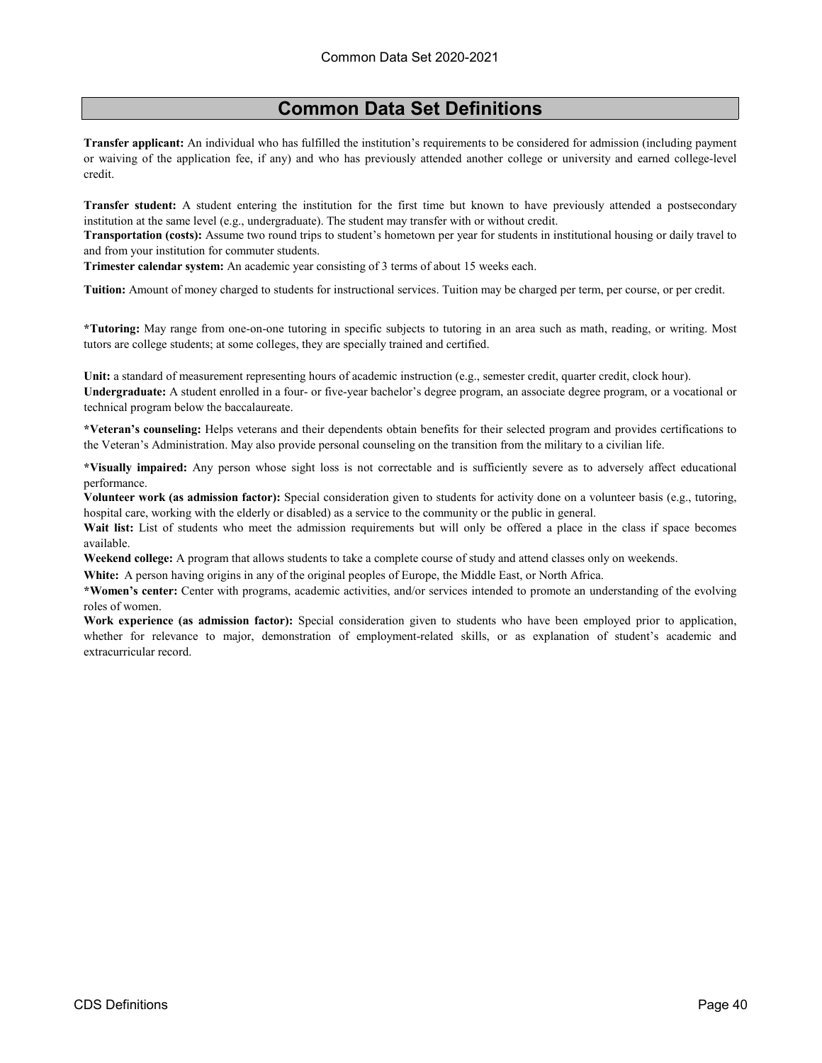# Common Data Set Definitions

**Transfer applicant:** An individual who has fulfilled the institution's requirements to be considered for admission (including payment or waiving of the application fee, if any) and who has previously attended another college or university and earned college-level credit.

**Transfer student:** A student entering the institution for the first time but known to have previously attended a postsecondary institution at the same level (e.g., undergraduate). The student may transfer with or without credit.

**Transportation (costs):** Assume two round trips to student's hometown per year for students in institutional housing or daily travel to and from your institution for commuter students.

**Trimester calendar system:** An academic year consisting of 3 terms of about 15 weeks each.

**Tuition:** Amount of money charged to students for instructional services. Tuition may be charged per term, per course, or per credit.

**\*Tutoring:** May range from one-on-one tutoring in specific subjects to tutoring in an area such as math, reading, or writing. Most tutors are college students; at some colleges, they are specially trained and certified.

**Unit:** a standard of measurement representing hours of academic instruction (e.g., semester credit, quarter credit, clock hour).

**Undergraduate:** A student enrolled in a four- or five-year bachelor's degree program, an associate degree program, or a vocational or technical program below the baccalaureate.

**\*Veteran's counseling:** Helps veterans and their dependents obtain benefits for their selected program and provides certifications to the Veteran's Administration. May also provide personal counseling on the transition from the military to a civilian life.

**\*Visually impaired:** Any person whose sight loss is not correctable and is sufficiently severe as to adversely affect educational performance.

**Volunteer work (as admission factor):** Special consideration given to students for activity done on a volunteer basis (e.g., tutoring, hospital care, working with the elderly or disabled) as a service to the community or the public in general.

**Wait list:** List of students who meet the admission requirements but will only be offered a place in the class if space becomes available.

**Weekend college:** A program that allows students to take a complete course of study and attend classes only on weekends.

**White:** A person having origins in any of the original peoples of Europe, the Middle East, or North Africa.

**\*Women's center:** Center with programs, academic activities, and/or services intended to promote an understanding of the evolving roles of women.

**Work experience (as admission factor):** Special consideration given to students who have been employed prior to application, whether for relevance to major, demonstration of employment-related skills, or as explanation of student's academic and extracurricular record.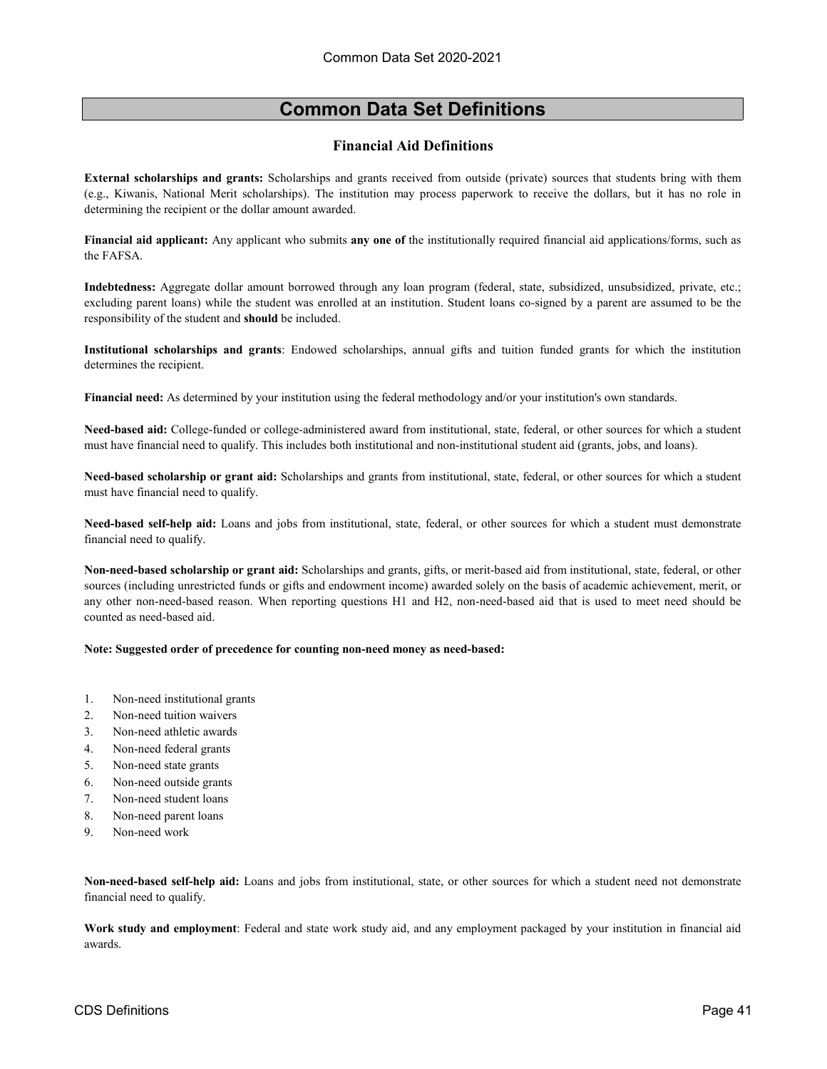# Common Data Set Definitions

## Financial Aid Definitions

**External scholarships and grants:** Scholarships and grants received from outside (private) sources that students bring with them (e.g., Kiwanis, National Merit scholarships). The institution may process paperwork to receive the dollars, but it has no role in determining the recipient or the dollar amount awarded.

**Financial aid applicant:** Any applicant who submits **any one of** the institutionally required financial aid applications/forms, such as the FAFSA.

**Indebtedness:** Aggregate dollar amount borrowed through any loan program (federal, state, subsidized, unsubsidized, private, etc.; excluding parent loans) while the student was enrolled at an institution. Student loans co-signed by a parent are assumed to be the responsibility of the student and **should** be included.

**Institutional scholarships and grants**: Endowed scholarships, annual gifts and tuition funded grants for which the institution determines the recipient.

**Financial need:** As determined by your institution using the federal methodology and/or your institution's own standards.

**Need-based aid:** College-funded or college-administered award from institutional, state, federal, or other sources for which a student must have financial need to qualify. This includes both institutional and non-institutional student aid (grants, jobs, and loans).

**Need-based scholarship or grant aid:** Scholarships and grants from institutional, state, federal, or other sources for which a student must have financial need to qualify.

**Need-based self-help aid:** Loans and jobs from institutional, state, federal, or other sources for which a student must demonstrate financial need to qualify.

**Non-need-based scholarship or grant aid:** Scholarships and grants, gifts, or merit-based aid from institutional, state, federal, or other sources (including unrestricted funds or gifts and endowment income) awarded solely on the basis of academic achievement, merit, or any other non-need-based reason. When reporting questions H1 and H2, non-need-based aid that is used to meet need should be counted as need-based aid.

**Note: Suggested order of precedence for counting non-need money as need-based:**

1. Non-need institutional grants
2. Non-need tuition waivers
3. Non-need athletic awards
4. Non-need federal grants
5. Non-need state grants
6. Non-need outside grants
7. Non-need student loans
8. Non-need parent loans
9. Non-need work

**Non-need-based self-help aid:** Loans and jobs from institutional, state, or other sources for which a student need not demonstrate financial need to qualify.

**Work study and employment**: Federal and state work study aid, and any employment packaged by your institution in financial aid awards.